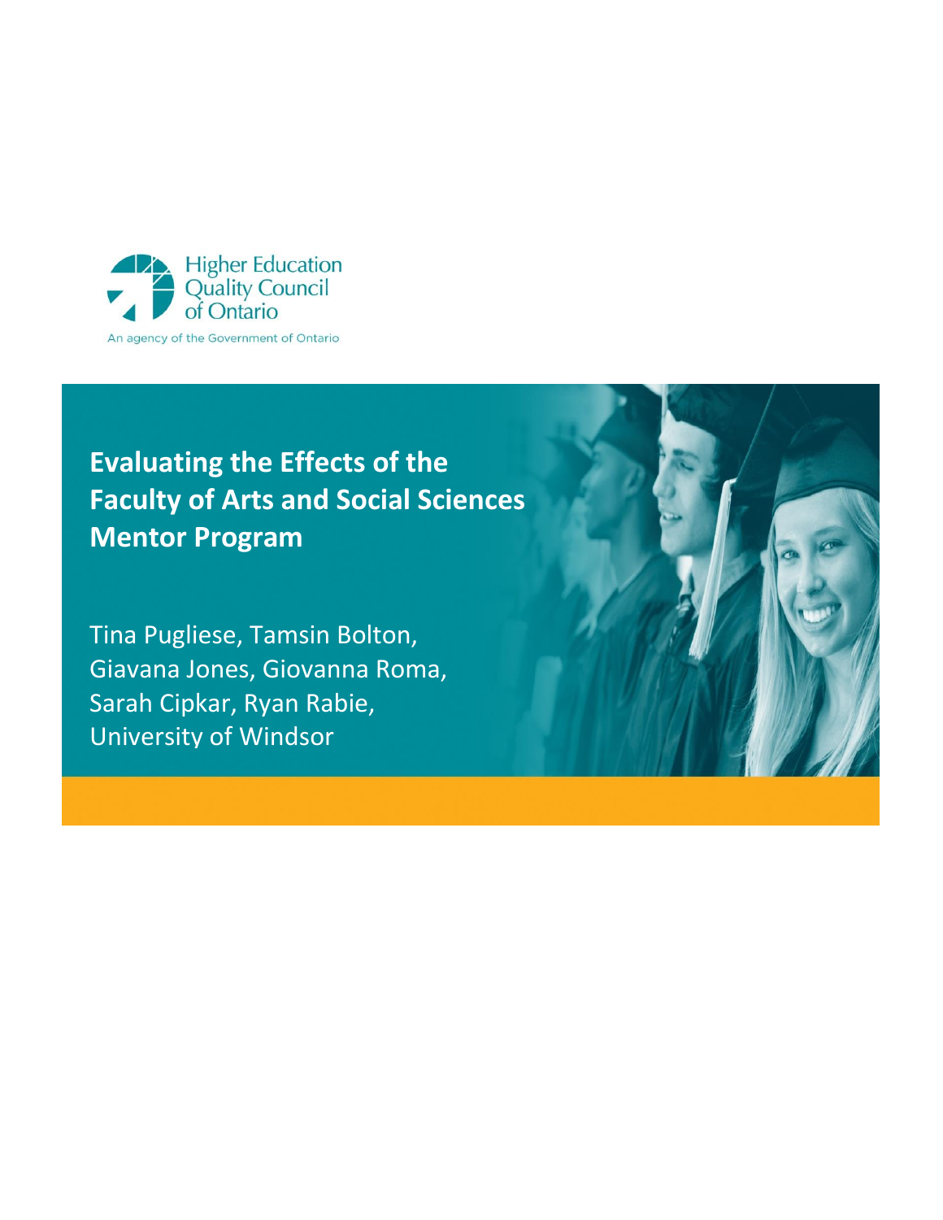Higher Education Quality Council of Ontario

An agency of the Government of Ontario

# Evaluating the Effects of the Faculty of Arts and Social Sciences Mentor Program

Tina Pugliese, Tamsin Bolton, Giavana Jones, Giovanna Roma, Sarah Cipkar, Ryan Rabie, University of Windsor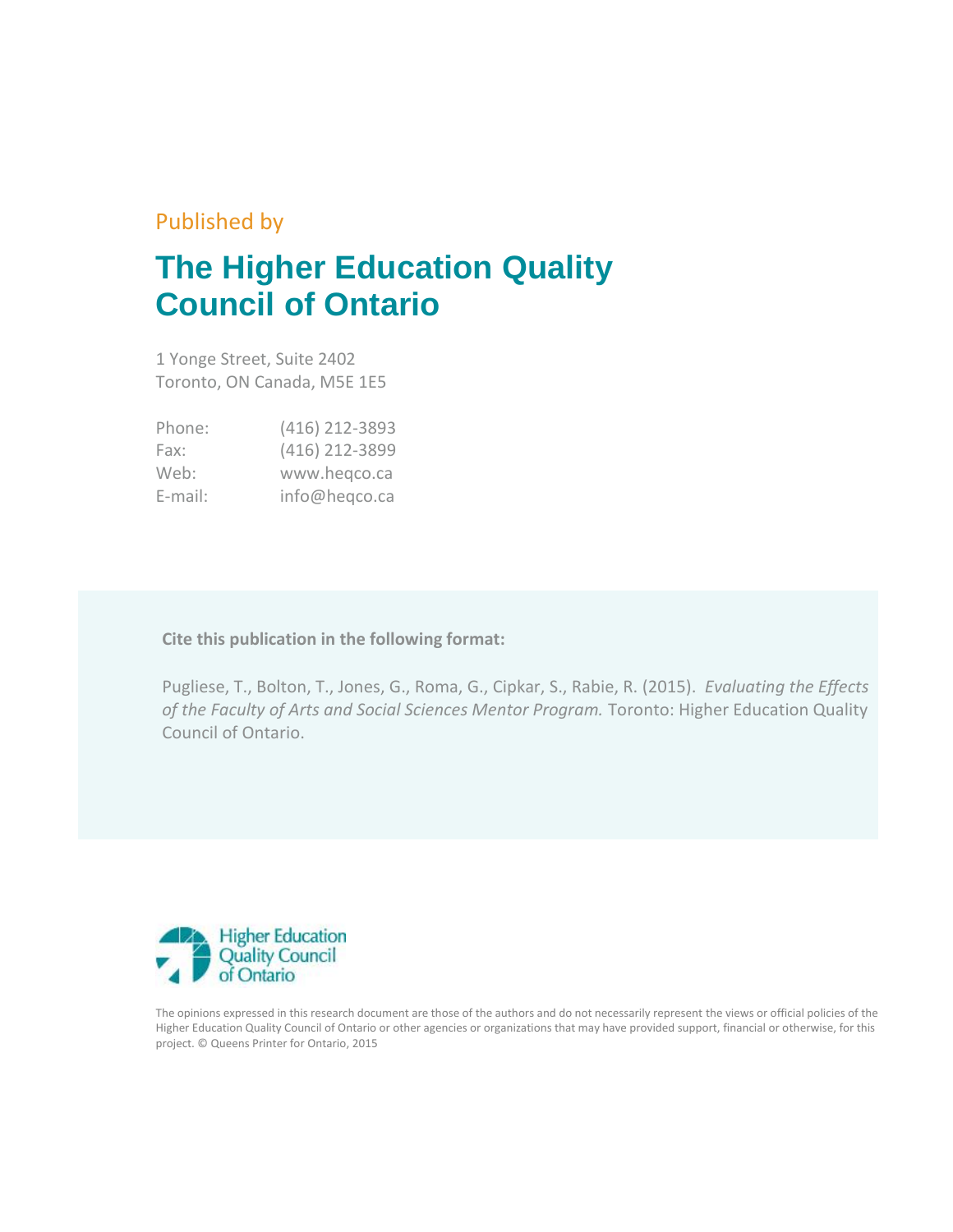Published by

# The Higher Education Quality Council of Ontario

1 Yonge Street, Suite 2402
Toronto, ON Canada, M5E 1E5

| | |
|---|---|
| Phone: | (416) 212-3893 |
| Fax: | (416) 212-3899 |
| Web: | www.heqco.ca |
| E-mail: | info@heqco.ca |

**Cite this publication in the following format:**

Pugliese, T., Bolton, T., Jones, G., Roma, G., Cipkar, S., Rabie, R. (2015). *Evaluating the Effects of the Faculty of Arts and Social Sciences Mentor Program.* Toronto: Higher Education Quality Council of Ontario.

Higher Education Quality Council of Ontario

The opinions expressed in this research document are those of the authors and do not necessarily represent the views or official policies of the Higher Education Quality Council of Ontario or other agencies or organizations that may have provided support, financial or otherwise, for this project. © Queens Printer for Ontario, 2015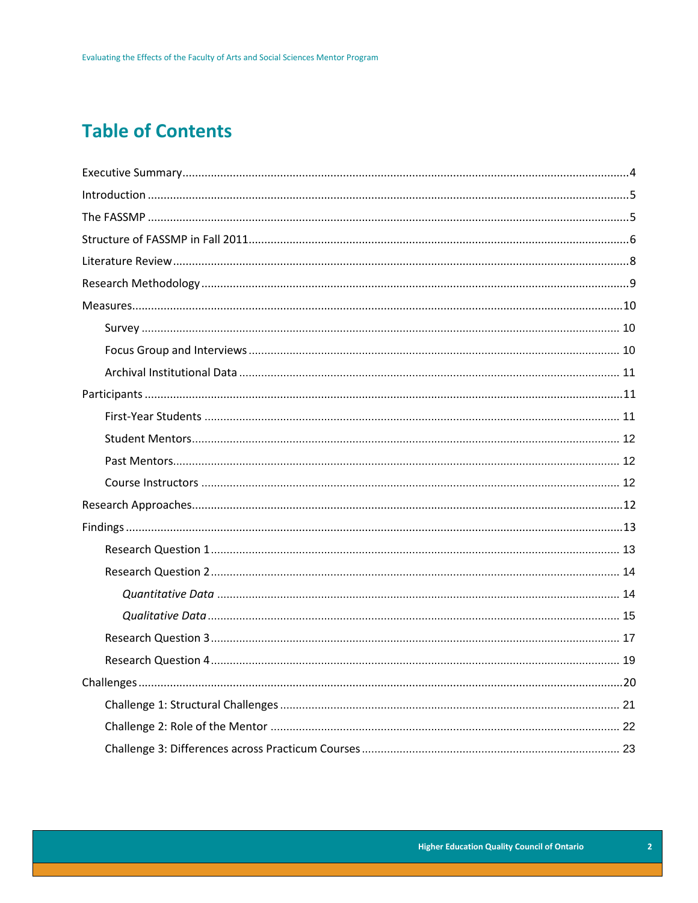# Table of Contents

Executive Summary....4

Introduction....5

The FASSMP....5

Structure of FASSMP in Fall 2011....6

Literature Review....8

Research Methodology....9

Measures....10

- Survey....10
- Focus Group and Interviews....10
- Archival Institutional Data....11

Participants....11

- First-Year Students....11
- Student Mentors....12
- Past Mentors....12
- Course Instructors....12

Research Approaches....12

Findings....13

- Research Question 1....13
- Research Question 2....14
  - *Quantitative Data*....14
  - *Qualitative Data*....15
- Research Question 3....17
- Research Question 4....19

Challenges....20

- Challenge 1: Structural Challenges....21
- Challenge 2: Role of the Mentor....22
- Challenge 3: Differences across Practicum Courses....23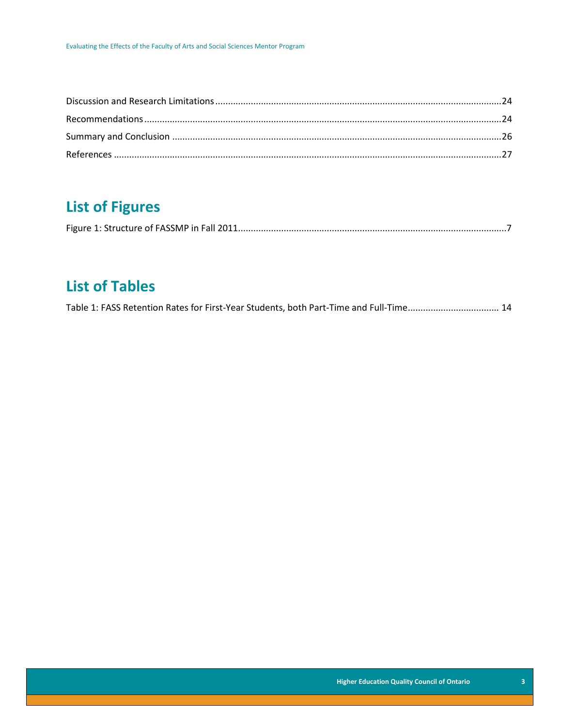Discussion and Research Limitations ....................................................................................................................24

Recommendations ..........................................................................................................................................24

Summary and Conclusion ..............................................................................................................................26

References ......................................................................................................................................................27

## List of Figures

Figure 1: Structure of FASSMP in Fall 2011 ......................................................................................................7

## List of Tables

Table 1: FASS Retention Rates for First-Year Students, both Part-Time and Full-Time .................................... 14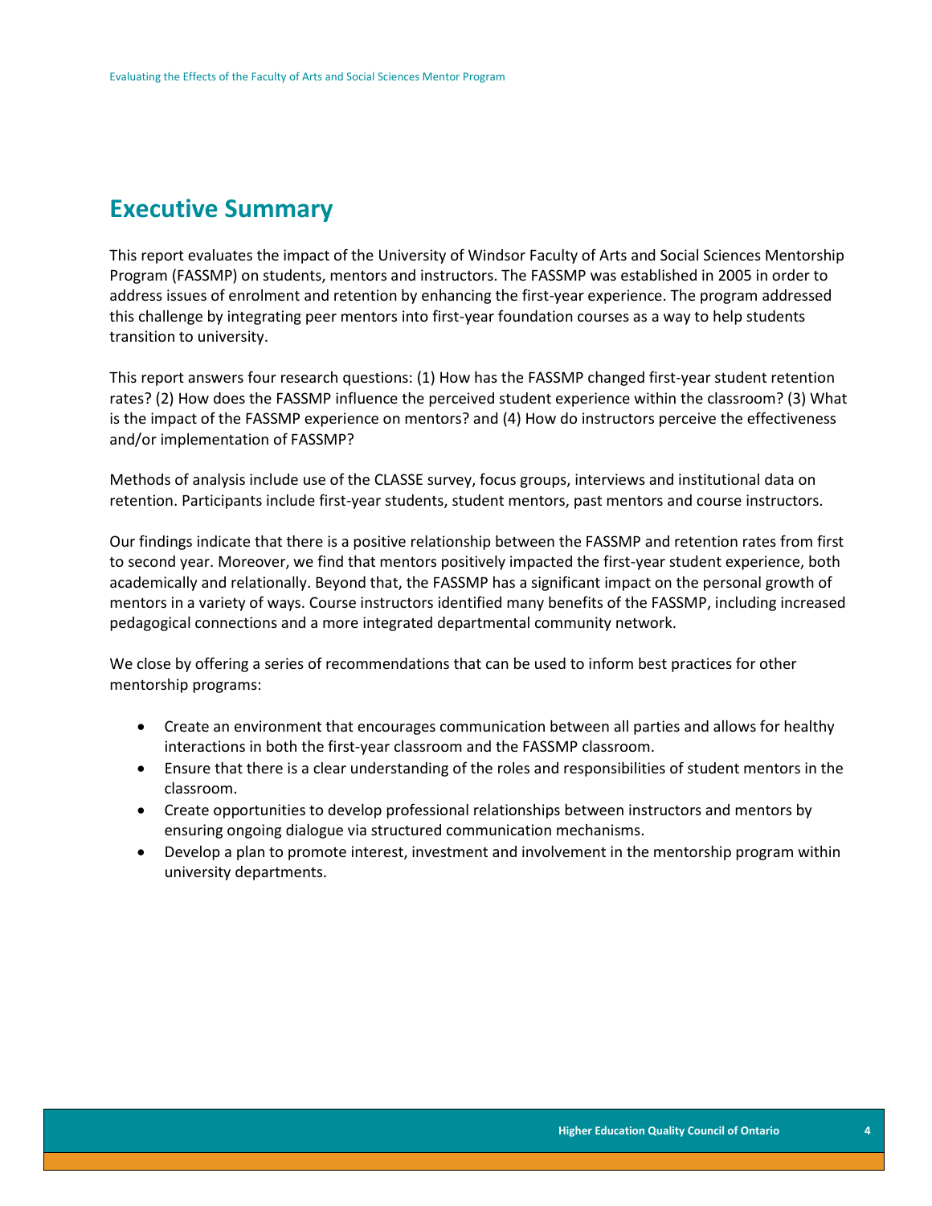# Executive Summary

This report evaluates the impact of the University of Windsor Faculty of Arts and Social Sciences Mentorship Program (FASSMP) on students, mentors and instructors. The FASSMP was established in 2005 in order to address issues of enrolment and retention by enhancing the first-year experience. The program addressed this challenge by integrating peer mentors into first-year foundation courses as a way to help students transition to university.

This report answers four research questions: (1) How has the FASSMP changed first-year student retention rates? (2) How does the FASSMP influence the perceived student experience within the classroom? (3) What is the impact of the FASSMP experience on mentors? and (4) How do instructors perceive the effectiveness and/or implementation of FASSMP?

Methods of analysis include use of the CLASSE survey, focus groups, interviews and institutional data on retention. Participants include first-year students, student mentors, past mentors and course instructors.

Our findings indicate that there is a positive relationship between the FASSMP and retention rates from first to second year. Moreover, we find that mentors positively impacted the first-year student experience, both academically and relationally. Beyond that, the FASSMP has a significant impact on the personal growth of mentors in a variety of ways. Course instructors identified many benefits of the FASSMP, including increased pedagogical connections and a more integrated departmental community network.

We close by offering a series of recommendations that can be used to inform best practices for other mentorship programs:

- Create an environment that encourages communication between all parties and allows for healthy interactions in both the first-year classroom and the FASSMP classroom.
- Ensure that there is a clear understanding of the roles and responsibilities of student mentors in the classroom.
- Create opportunities to develop professional relationships between instructors and mentors by ensuring ongoing dialogue via structured communication mechanisms.
- Develop a plan to promote interest, investment and involvement in the mentorship program within university departments.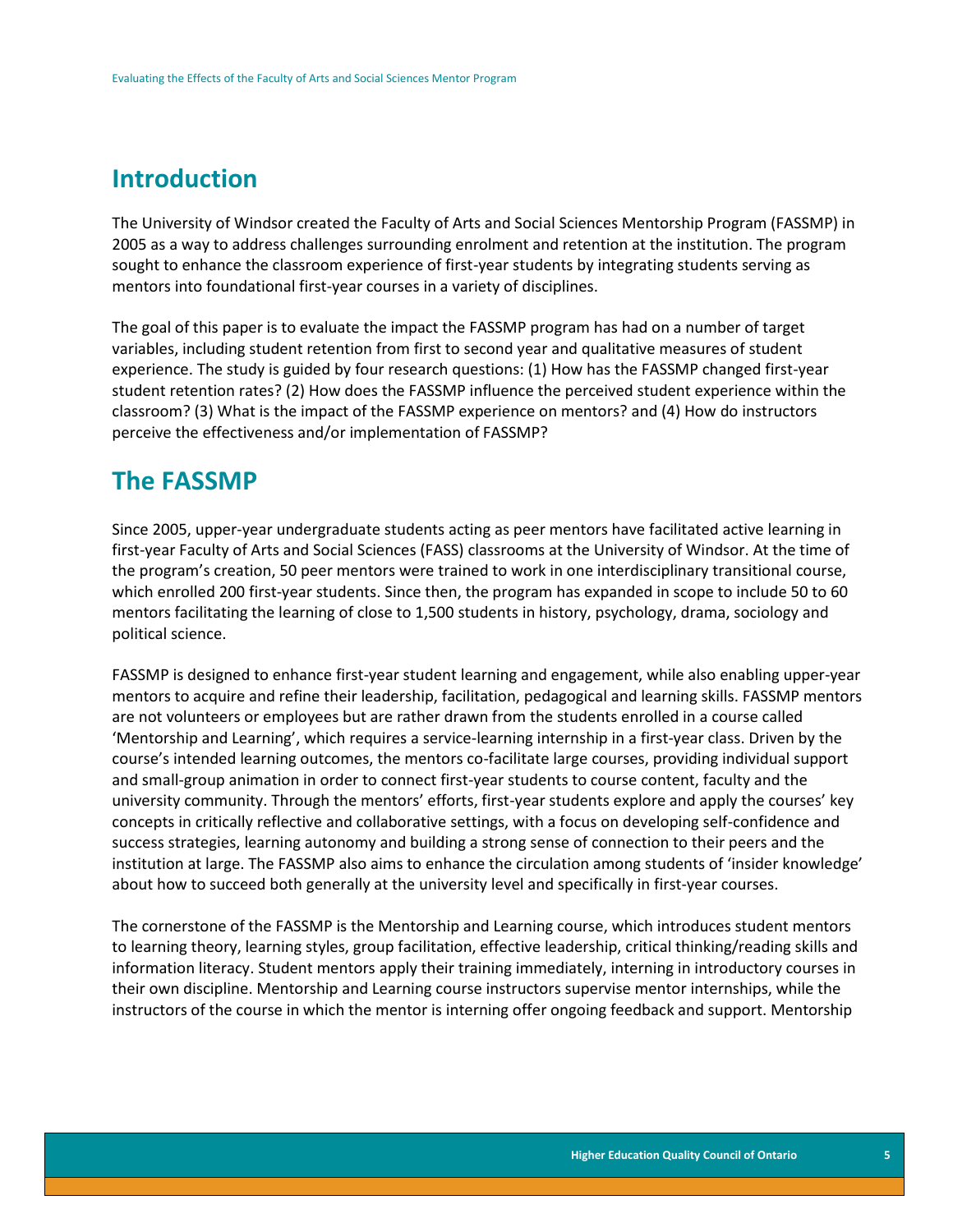## Introduction

The University of Windsor created the Faculty of Arts and Social Sciences Mentorship Program (FASSMP) in 2005 as a way to address challenges surrounding enrolment and retention at the institution. The program sought to enhance the classroom experience of first-year students by integrating students serving as mentors into foundational first-year courses in a variety of disciplines.

The goal of this paper is to evaluate the impact the FASSMP program has had on a number of target variables, including student retention from first to second year and qualitative measures of student experience. The study is guided by four research questions: (1) How has the FASSMP changed first-year student retention rates? (2) How does the FASSMP influence the perceived student experience within the classroom? (3) What is the impact of the FASSMP experience on mentors? and (4) How do instructors perceive the effectiveness and/or implementation of FASSMP?

## The FASSMP

Since 2005, upper-year undergraduate students acting as peer mentors have facilitated active learning in first-year Faculty of Arts and Social Sciences (FASS) classrooms at the University of Windsor. At the time of the program's creation, 50 peer mentors were trained to work in one interdisciplinary transitional course, which enrolled 200 first-year students. Since then, the program has expanded in scope to include 50 to 60 mentors facilitating the learning of close to 1,500 students in history, psychology, drama, sociology and political science.

FASSMP is designed to enhance first-year student learning and engagement, while also enabling upper-year mentors to acquire and refine their leadership, facilitation, pedagogical and learning skills. FASSMP mentors are not volunteers or employees but are rather drawn from the students enrolled in a course called 'Mentorship and Learning', which requires a service-learning internship in a first-year class. Driven by the course's intended learning outcomes, the mentors co-facilitate large courses, providing individual support and small-group animation in order to connect first-year students to course content, faculty and the university community. Through the mentors' efforts, first-year students explore and apply the courses' key concepts in critically reflective and collaborative settings, with a focus on developing self-confidence and success strategies, learning autonomy and building a strong sense of connection to their peers and the institution at large. The FASSMP also aims to enhance the circulation among students of 'insider knowledge' about how to succeed both generally at the university level and specifically in first-year courses.

The cornerstone of the FASSMP is the Mentorship and Learning course, which introduces student mentors to learning theory, learning styles, group facilitation, effective leadership, critical thinking/reading skills and information literacy. Student mentors apply their training immediately, interning in introductory courses in their own discipline. Mentorship and Learning course instructors supervise mentor internships, while the instructors of the course in which the mentor is interning offer ongoing feedback and support. Mentorship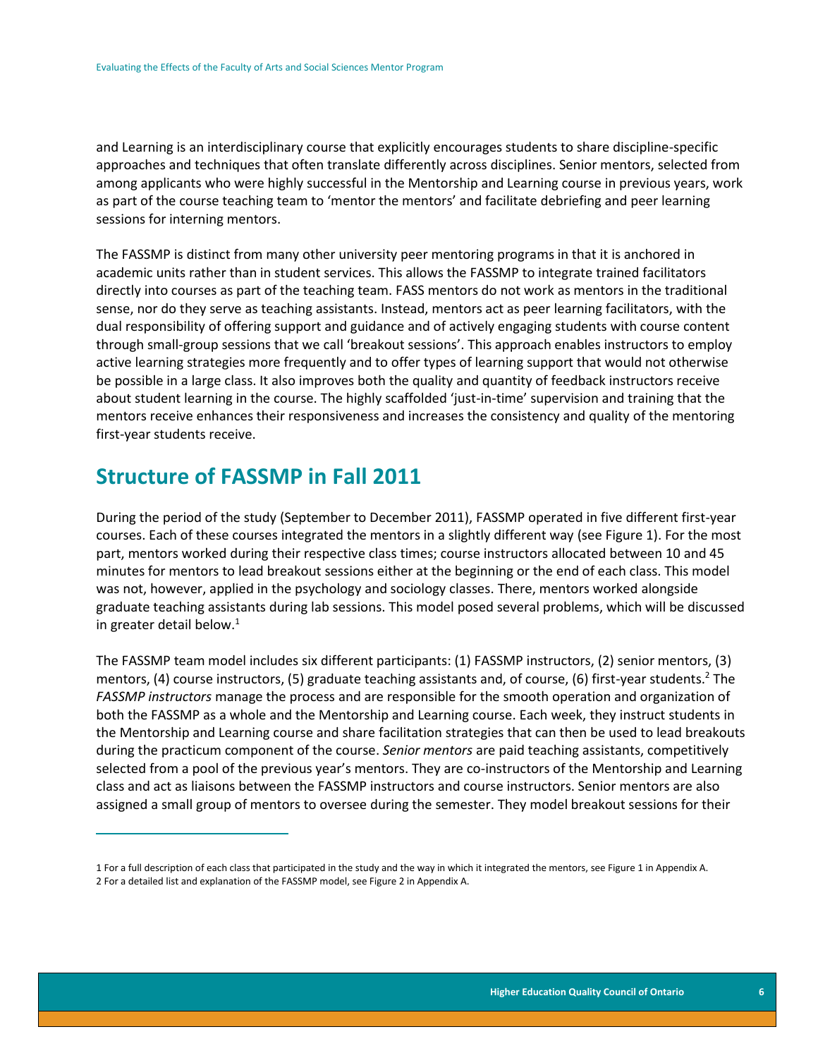and Learning is an interdisciplinary course that explicitly encourages students to share discipline-specific approaches and techniques that often translate differently across disciplines. Senior mentors, selected from among applicants who were highly successful in the Mentorship and Learning course in previous years, work as part of the course teaching team to 'mentor the mentors' and facilitate debriefing and peer learning sessions for interning mentors.

The FASSMP is distinct from many other university peer mentoring programs in that it is anchored in academic units rather than in student services. This allows the FASSMP to integrate trained facilitators directly into courses as part of the teaching team. FASS mentors do not work as mentors in the traditional sense, nor do they serve as teaching assistants. Instead, mentors act as peer learning facilitators, with the dual responsibility of offering support and guidance and of actively engaging students with course content through small-group sessions that we call 'breakout sessions'. This approach enables instructors to employ active learning strategies more frequently and to offer types of learning support that would not otherwise be possible in a large class. It also improves both the quality and quantity of feedback instructors receive about student learning in the course. The highly scaffolded 'just-in-time' supervision and training that the mentors receive enhances their responsiveness and increases the consistency and quality of the mentoring first-year students receive.

## Structure of FASSMP in Fall 2011

During the period of the study (September to December 2011), FASSMP operated in five different first-year courses. Each of these courses integrated the mentors in a slightly different way (see Figure 1). For the most part, mentors worked during their respective class times; course instructors allocated between 10 and 45 minutes for mentors to lead breakout sessions either at the beginning or the end of each class. This model was not, however, applied in the psychology and sociology classes. There, mentors worked alongside graduate teaching assistants during lab sessions. This model posed several problems, which will be discussed in greater detail below.[1]

The FASSMP team model includes six different participants: (1) FASSMP instructors, (2) senior mentors, (3) mentors, (4) course instructors, (5) graduate teaching assistants and, of course, (6) first-year students.[2] The *FASSMP instructors* manage the process and are responsible for the smooth operation and organization of both the FASSMP as a whole and the Mentorship and Learning course. Each week, they instruct students in the Mentorship and Learning course and share facilitation strategies that can then be used to lead breakouts during the practicum component of the course. *Senior mentors* are paid teaching assistants, competitively selected from a pool of the previous year's mentors. They are co-instructors of the Mentorship and Learning class and act as liaisons between the FASSMP instructors and course instructors. Senior mentors are also assigned a small group of mentors to oversee during the semester. They model breakout sessions for their

1 For a full description of each class that participated in the study and the way in which it integrated the mentors, see Figure 1 in Appendix A.
2 For a detailed list and explanation of the FASSMP model, see Figure 2 in Appendix A.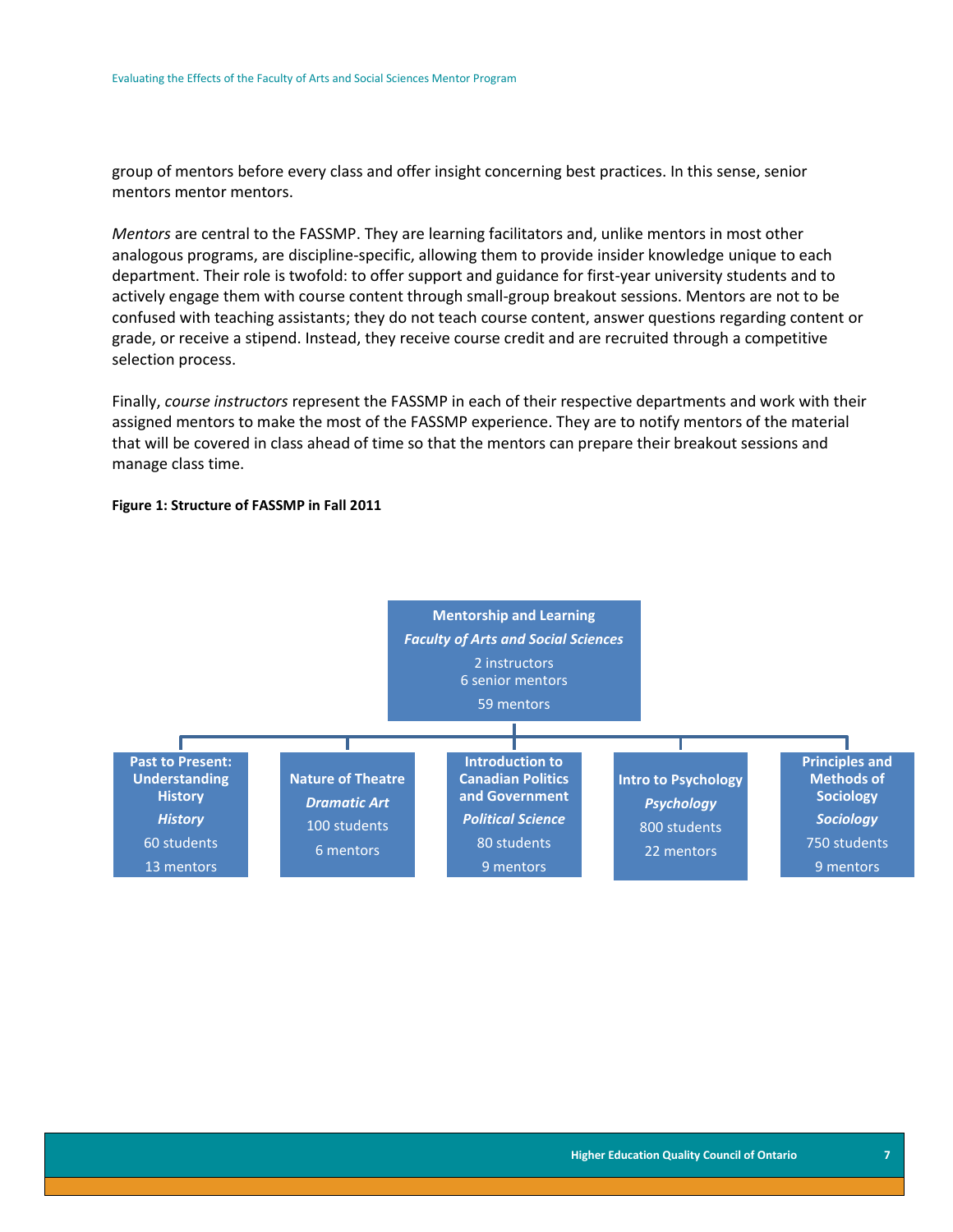group of mentors before every class and offer insight concerning best practices. In this sense, senior mentors mentor mentors.

*Mentors* are central to the FASSMP. They are learning facilitators and, unlike mentors in most other analogous programs, are discipline-specific, allowing them to provide insider knowledge unique to each department. Their role is twofold: to offer support and guidance for first-year university students and to actively engage them with course content through small-group breakout sessions. Mentors are not to be confused with teaching assistants; they do not teach course content, answer questions regarding content or grade, or receive a stipend. Instead, they receive course credit and are recruited through a competitive selection process.

Finally, *course instructors* represent the FASSMP in each of their respective departments and work with their assigned mentors to make the most of the FASSMP experience. They are to notify mentors of the material that will be covered in class ahead of time so that the mentors can prepare their breakout sessions and manage class time.

**Figure 1: Structure of FASSMP in Fall 2011**

**Mentorship and Learning**
***Faculty of Arts and Social Sciences***
2 instructors
6 senior mentors
59 mentors

**Past to Present: Understanding History**
***History***
60 students
13 mentors

**Nature of Theatre**
***Dramatic Art***
100 students
6 mentors

**Introduction to Canadian Politics and Government**
***Political Science***
80 students
9 mentors

**Intro to Psychology**
***Psychology***
800 students
22 mentors

**Principles and Methods of Sociology**
***Sociology***
750 students
9 mentors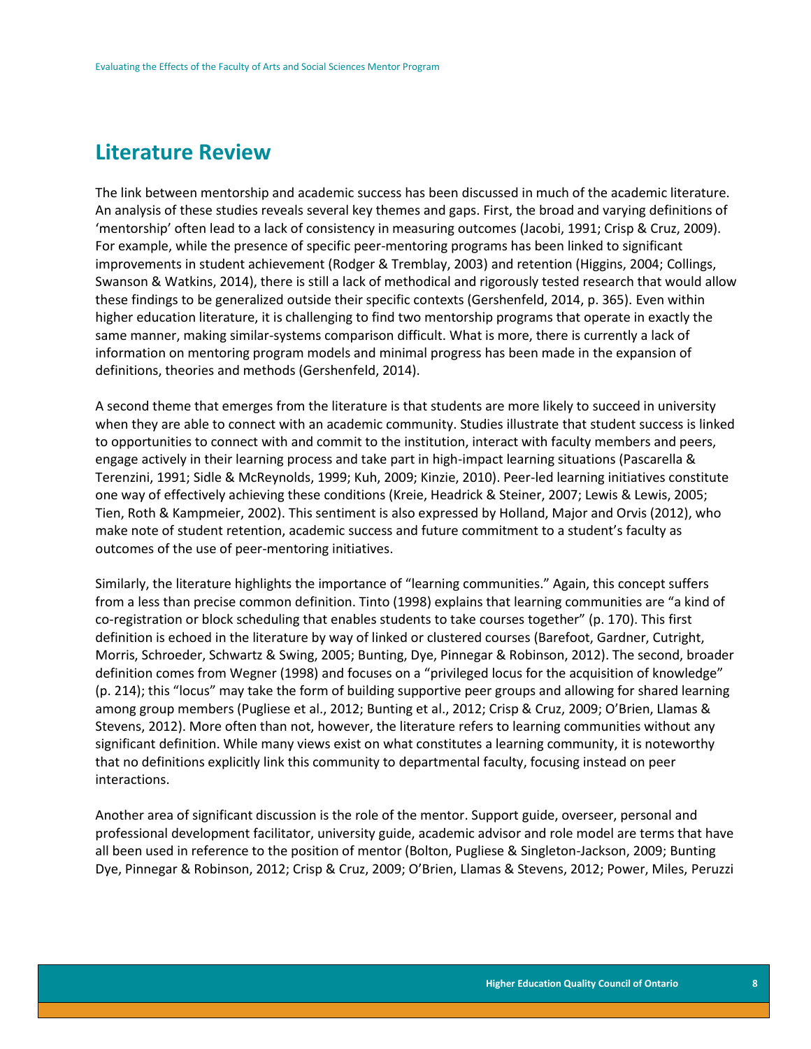## Literature Review

The link between mentorship and academic success has been discussed in much of the academic literature. An analysis of these studies reveals several key themes and gaps. First, the broad and varying definitions of 'mentorship' often lead to a lack of consistency in measuring outcomes (Jacobi, 1991; Crisp & Cruz, 2009). For example, while the presence of specific peer-mentoring programs has been linked to significant improvements in student achievement (Rodger & Tremblay, 2003) and retention (Higgins, 2004; Collings, Swanson & Watkins, 2014), there is still a lack of methodical and rigorously tested research that would allow these findings to be generalized outside their specific contexts (Gershenfeld, 2014, p. 365). Even within higher education literature, it is challenging to find two mentorship programs that operate in exactly the same manner, making similar-systems comparison difficult. What is more, there is currently a lack of information on mentoring program models and minimal progress has been made in the expansion of definitions, theories and methods (Gershenfeld, 2014).

A second theme that emerges from the literature is that students are more likely to succeed in university when they are able to connect with an academic community. Studies illustrate that student success is linked to opportunities to connect with and commit to the institution, interact with faculty members and peers, engage actively in their learning process and take part in high-impact learning situations (Pascarella & Terenzini, 1991; Sidle & McReynolds, 1999; Kuh, 2009; Kinzie, 2010). Peer-led learning initiatives constitute one way of effectively achieving these conditions (Kreie, Headrick & Steiner, 2007; Lewis & Lewis, 2005; Tien, Roth & Kampmeier, 2002). This sentiment is also expressed by Holland, Major and Orvis (2012), who make note of student retention, academic success and future commitment to a student's faculty as outcomes of the use of peer-mentoring initiatives.

Similarly, the literature highlights the importance of "learning communities." Again, this concept suffers from a less than precise common definition. Tinto (1998) explains that learning communities are "a kind of co-registration or block scheduling that enables students to take courses together" (p. 170). This first definition is echoed in the literature by way of linked or clustered courses (Barefoot, Gardner, Cutright, Morris, Schroeder, Schwartz & Swing, 2005; Bunting, Dye, Pinnegar & Robinson, 2012). The second, broader definition comes from Wegner (1998) and focuses on a "privileged locus for the acquisition of knowledge" (p. 214); this "locus" may take the form of building supportive peer groups and allowing for shared learning among group members (Pugliese et al., 2012; Bunting et al., 2012; Crisp & Cruz, 2009; O'Brien, Llamas & Stevens, 2012). More often than not, however, the literature refers to learning communities without any significant definition. While many views exist on what constitutes a learning community, it is noteworthy that no definitions explicitly link this community to departmental faculty, focusing instead on peer interactions.

Another area of significant discussion is the role of the mentor. Support guide, overseer, personal and professional development facilitator, university guide, academic advisor and role model are terms that have all been used in reference to the position of mentor (Bolton, Pugliese & Singleton-Jackson, 2009; Bunting Dye, Pinnegar & Robinson, 2012; Crisp & Cruz, 2009; O'Brien, Llamas & Stevens, 2012; Power, Miles, Peruzzi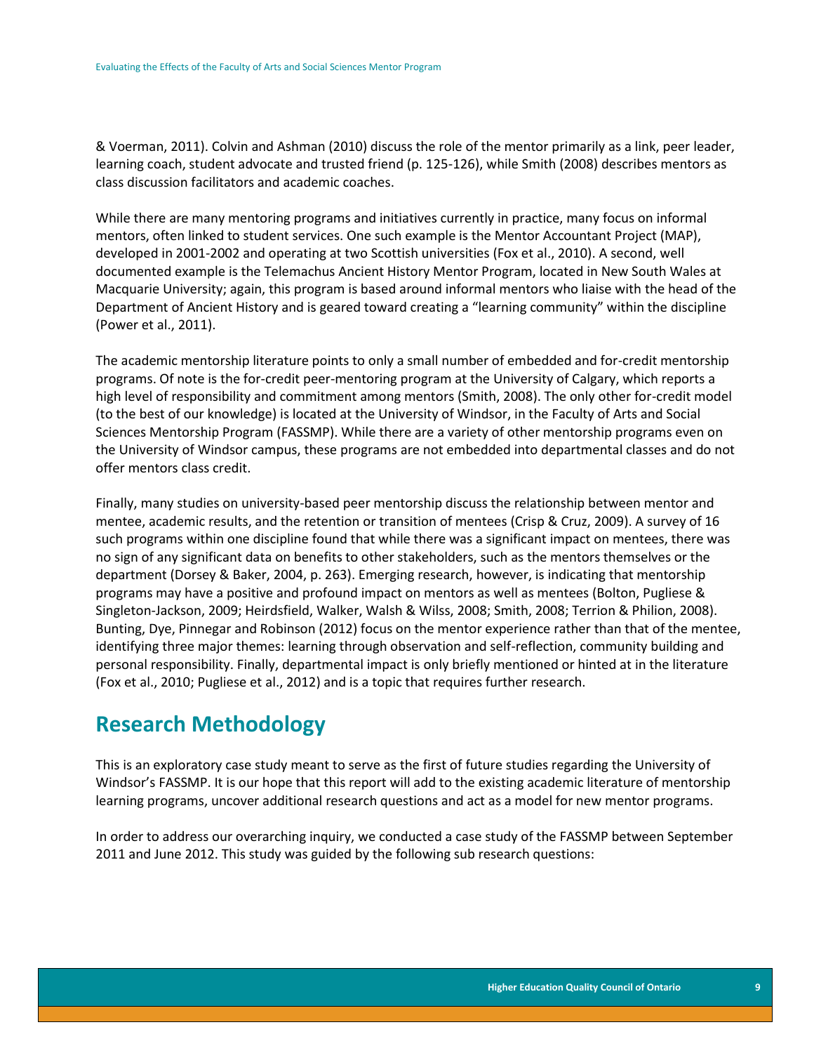& Voerman, 2011). Colvin and Ashman (2010) discuss the role of the mentor primarily as a link, peer leader, learning coach, student advocate and trusted friend (p. 125-126), while Smith (2008) describes mentors as class discussion facilitators and academic coaches.

While there are many mentoring programs and initiatives currently in practice, many focus on informal mentors, often linked to student services. One such example is the Mentor Accountant Project (MAP), developed in 2001-2002 and operating at two Scottish universities (Fox et al., 2010). A second, well documented example is the Telemachus Ancient History Mentor Program, located in New South Wales at Macquarie University; again, this program is based around informal mentors who liaise with the head of the Department of Ancient History and is geared toward creating a "learning community" within the discipline (Power et al., 2011).

The academic mentorship literature points to only a small number of embedded and for-credit mentorship programs. Of note is the for-credit peer-mentoring program at the University of Calgary, which reports a high level of responsibility and commitment among mentors (Smith, 2008). The only other for-credit model (to the best of our knowledge) is located at the University of Windsor, in the Faculty of Arts and Social Sciences Mentorship Program (FASSMP). While there are a variety of other mentorship programs even on the University of Windsor campus, these programs are not embedded into departmental classes and do not offer mentors class credit.

Finally, many studies on university-based peer mentorship discuss the relationship between mentor and mentee, academic results, and the retention or transition of mentees (Crisp & Cruz, 2009). A survey of 16 such programs within one discipline found that while there was a significant impact on mentees, there was no sign of any significant data on benefits to other stakeholders, such as the mentors themselves or the department (Dorsey & Baker, 2004, p. 263). Emerging research, however, is indicating that mentorship programs may have a positive and profound impact on mentors as well as mentees (Bolton, Pugliese & Singleton-Jackson, 2009; Heirdsfield, Walker, Walsh & Wilss, 2008; Smith, 2008; Terrion & Philion, 2008). Bunting, Dye, Pinnegar and Robinson (2012) focus on the mentor experience rather than that of the mentee, identifying three major themes: learning through observation and self-reflection, community building and personal responsibility. Finally, departmental impact is only briefly mentioned or hinted at in the literature (Fox et al., 2010; Pugliese et al., 2012) and is a topic that requires further research.

## Research Methodology

This is an exploratory case study meant to serve as the first of future studies regarding the University of Windsor's FASSMP. It is our hope that this report will add to the existing academic literature of mentorship learning programs, uncover additional research questions and act as a model for new mentor programs.

In order to address our overarching inquiry, we conducted a case study of the FASSMP between September 2011 and June 2012. This study was guided by the following sub research questions: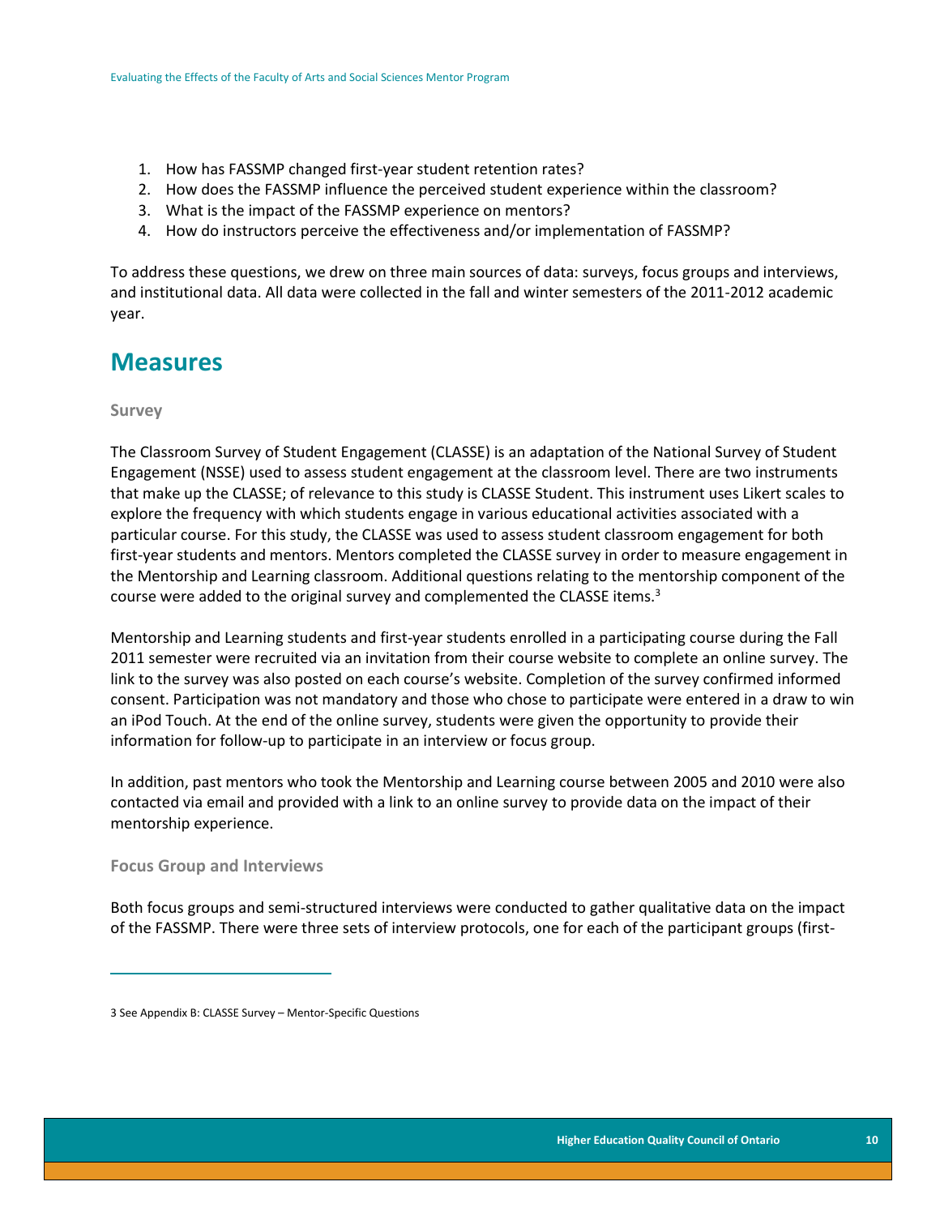1. How has FASSMP changed first-year student retention rates?
2. How does the FASSMP influence the perceived student experience within the classroom?
3. What is the impact of the FASSMP experience on mentors?
4. How do instructors perceive the effectiveness and/or implementation of FASSMP?

To address these questions, we drew on three main sources of data: surveys, focus groups and interviews, and institutional data. All data were collected in the fall and winter semesters of the 2011-2012 academic year.

# Measures

### Survey

The Classroom Survey of Student Engagement (CLASSE) is an adaptation of the National Survey of Student Engagement (NSSE) used to assess student engagement at the classroom level. There are two instruments that make up the CLASSE; of relevance to this study is CLASSE Student. This instrument uses Likert scales to explore the frequency with which students engage in various educational activities associated with a particular course. For this study, the CLASSE was used to assess student classroom engagement for both first-year students and mentors. Mentors completed the CLASSE survey in order to measure engagement in the Mentorship and Learning classroom. Additional questions relating to the mentorship component of the course were added to the original survey and complemented the CLASSE items.[3]

Mentorship and Learning students and first-year students enrolled in a participating course during the Fall 2011 semester were recruited via an invitation from their course website to complete an online survey. The link to the survey was also posted on each course's website. Completion of the survey confirmed informed consent. Participation was not mandatory and those who chose to participate were entered in a draw to win an iPod Touch. At the end of the online survey, students were given the opportunity to provide their information for follow-up to participate in an interview or focus group.

In addition, past mentors who took the Mentorship and Learning course between 2005 and 2010 were also contacted via email and provided with a link to an online survey to provide data on the impact of their mentorship experience.

### Focus Group and Interviews

Both focus groups and semi-structured interviews were conducted to gather qualitative data on the impact of the FASSMP. There were three sets of interview protocols, one for each of the participant groups (first-

---

3 See Appendix B: CLASSE Survey – Mentor-Specific Questions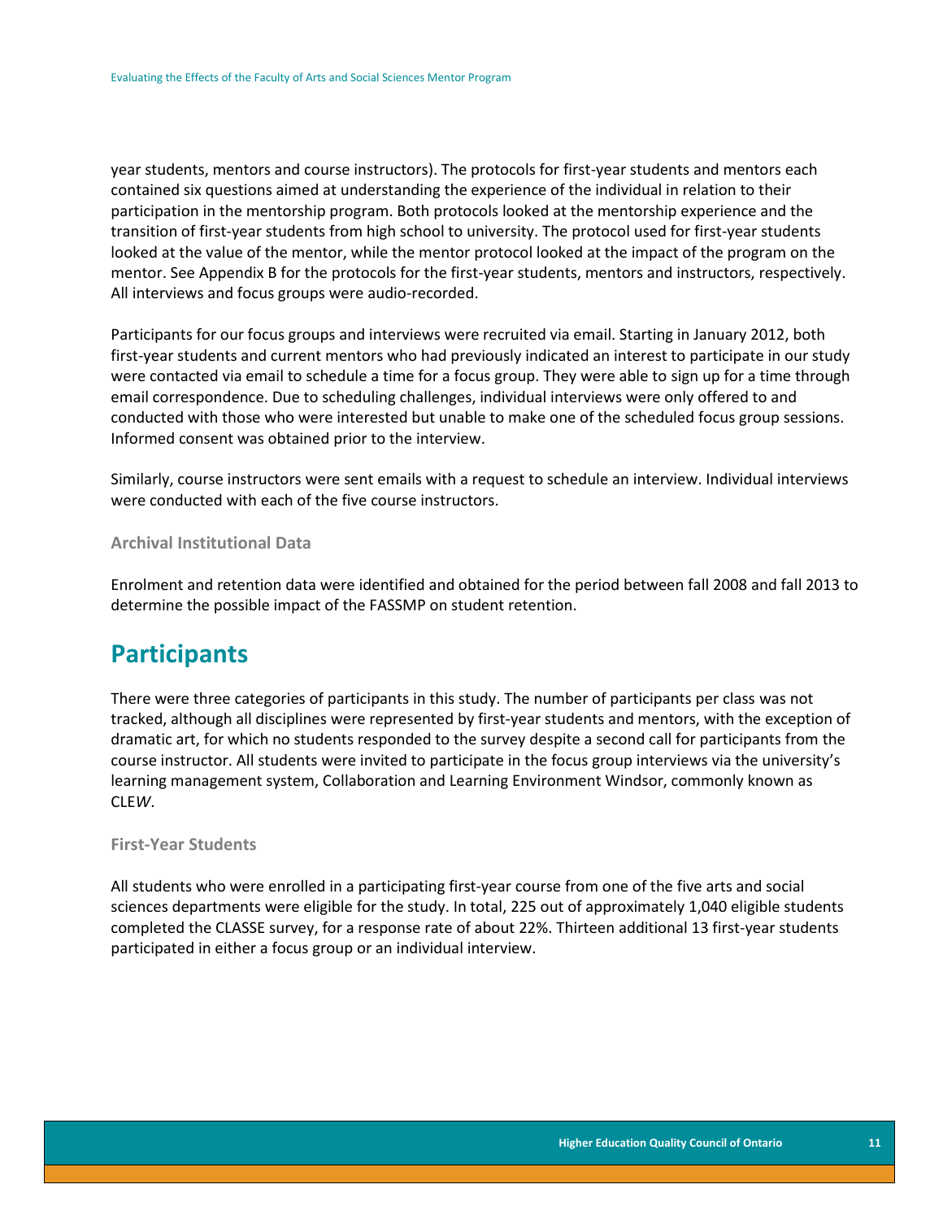year students, mentors and course instructors). The protocols for first-year students and mentors each contained six questions aimed at understanding the experience of the individual in relation to their participation in the mentorship program. Both protocols looked at the mentorship experience and the transition of first-year students from high school to university. The protocol used for first-year students looked at the value of the mentor, while the mentor protocol looked at the impact of the program on the mentor. See Appendix B for the protocols for the first-year students, mentors and instructors, respectively. All interviews and focus groups were audio-recorded.

Participants for our focus groups and interviews were recruited via email. Starting in January 2012, both first-year students and current mentors who had previously indicated an interest to participate in our study were contacted via email to schedule a time for a focus group. They were able to sign up for a time through email correspondence. Due to scheduling challenges, individual interviews were only offered to and conducted with those who were interested but unable to make one of the scheduled focus group sessions. Informed consent was obtained prior to the interview.

Similarly, course instructors were sent emails with a request to schedule an interview. Individual interviews were conducted with each of the five course instructors.

### Archival Institutional Data

Enrolment and retention data were identified and obtained for the period between fall 2008 and fall 2013 to determine the possible impact of the FASSMP on student retention.

## Participants

There were three categories of participants in this study. The number of participants per class was not tracked, although all disciplines were represented by first-year students and mentors, with the exception of dramatic art, for which no students responded to the survey despite a second call for participants from the course instructor. All students were invited to participate in the focus group interviews via the university's learning management system, Collaboration and Learning Environment Windsor, commonly known as CLE*W*.

### First-Year Students

All students who were enrolled in a participating first-year course from one of the five arts and social sciences departments were eligible for the study. In total, 225 out of approximately 1,040 eligible students completed the CLASSE survey, for a response rate of about 22%. Thirteen additional 13 first-year students participated in either a focus group or an individual interview.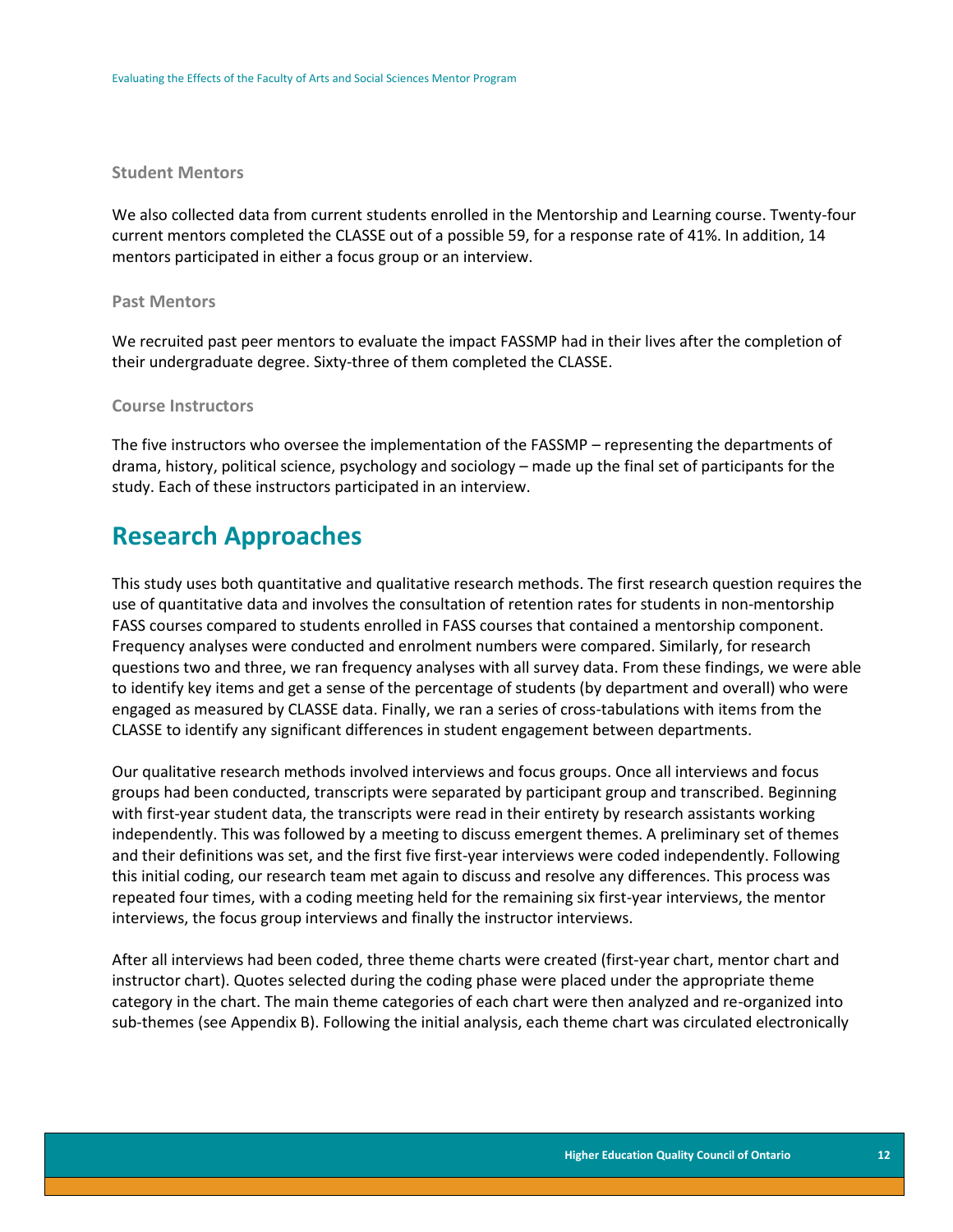### Student Mentors

We also collected data from current students enrolled in the Mentorship and Learning course. Twenty-four current mentors completed the CLASSE out of a possible 59, for a response rate of 41%. In addition, 14 mentors participated in either a focus group or an interview.

### Past Mentors

We recruited past peer mentors to evaluate the impact FASSMP had in their lives after the completion of their undergraduate degree. Sixty-three of them completed the CLASSE.

### Course Instructors

The five instructors who oversee the implementation of the FASSMP – representing the departments of drama, history, political science, psychology and sociology – made up the final set of participants for the study. Each of these instructors participated in an interview.

## Research Approaches

This study uses both quantitative and qualitative research methods. The first research question requires the use of quantitative data and involves the consultation of retention rates for students in non-mentorship FASS courses compared to students enrolled in FASS courses that contained a mentorship component. Frequency analyses were conducted and enrolment numbers were compared. Similarly, for research questions two and three, we ran frequency analyses with all survey data. From these findings, we were able to identify key items and get a sense of the percentage of students (by department and overall) who were engaged as measured by CLASSE data. Finally, we ran a series of cross-tabulations with items from the CLASSE to identify any significant differences in student engagement between departments.

Our qualitative research methods involved interviews and focus groups. Once all interviews and focus groups had been conducted, transcripts were separated by participant group and transcribed. Beginning with first-year student data, the transcripts were read in their entirety by research assistants working independently. This was followed by a meeting to discuss emergent themes. A preliminary set of themes and their definitions was set, and the first five first-year interviews were coded independently. Following this initial coding, our research team met again to discuss and resolve any differences. This process was repeated four times, with a coding meeting held for the remaining six first-year interviews, the mentor interviews, the focus group interviews and finally the instructor interviews.

After all interviews had been coded, three theme charts were created (first-year chart, mentor chart and instructor chart). Quotes selected during the coding phase were placed under the appropriate theme category in the chart. The main theme categories of each chart were then analyzed and re-organized into sub-themes (see Appendix B). Following the initial analysis, each theme chart was circulated electronically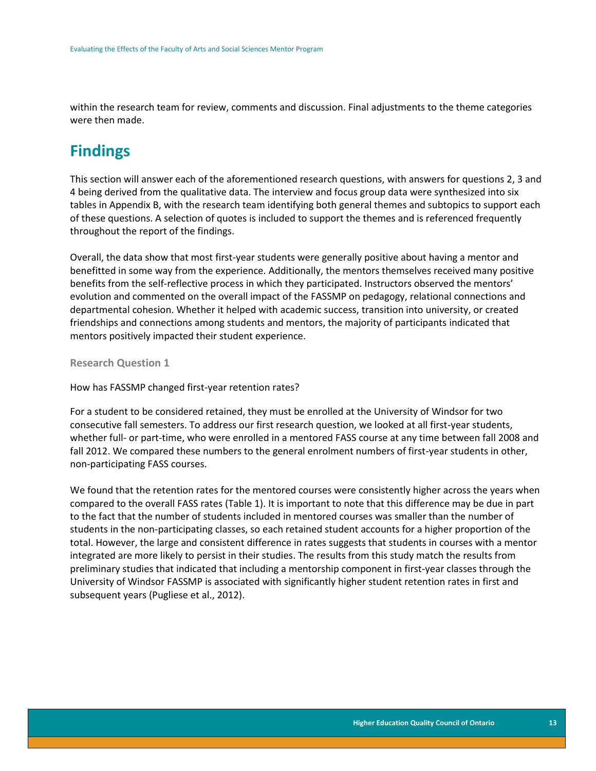within the research team for review, comments and discussion. Final adjustments to the theme categories were then made.

# Findings

This section will answer each of the aforementioned research questions, with answers for questions 2, 3 and 4 being derived from the qualitative data. The interview and focus group data were synthesized into six tables in Appendix B, with the research team identifying both general themes and subtopics to support each of these questions. A selection of quotes is included to support the themes and is referenced frequently throughout the report of the findings.

Overall, the data show that most first-year students were generally positive about having a mentor and benefitted in some way from the experience. Additionally, the mentors themselves received many positive benefits from the self-reflective process in which they participated. Instructors observed the mentors' evolution and commented on the overall impact of the FASSMP on pedagogy, relational connections and departmental cohesion. Whether it helped with academic success, transition into university, or created friendships and connections among students and mentors, the majority of participants indicated that mentors positively impacted their student experience.

### Research Question 1

How has FASSMP changed first-year retention rates?

For a student to be considered retained, they must be enrolled at the University of Windsor for two consecutive fall semesters. To address our first research question, we looked at all first-year students, whether full- or part-time, who were enrolled in a mentored FASS course at any time between fall 2008 and fall 2012. We compared these numbers to the general enrolment numbers of first-year students in other, non-participating FASS courses.

We found that the retention rates for the mentored courses were consistently higher across the years when compared to the overall FASS rates (Table 1). It is important to note that this difference may be due in part to the fact that the number of students included in mentored courses was smaller than the number of students in the non-participating classes, so each retained student accounts for a higher proportion of the total. However, the large and consistent difference in rates suggests that students in courses with a mentor integrated are more likely to persist in their studies. The results from this study match the results from preliminary studies that indicated that including a mentorship component in first-year classes through the University of Windsor FASSMP is associated with significantly higher student retention rates in first and subsequent years (Pugliese et al., 2012).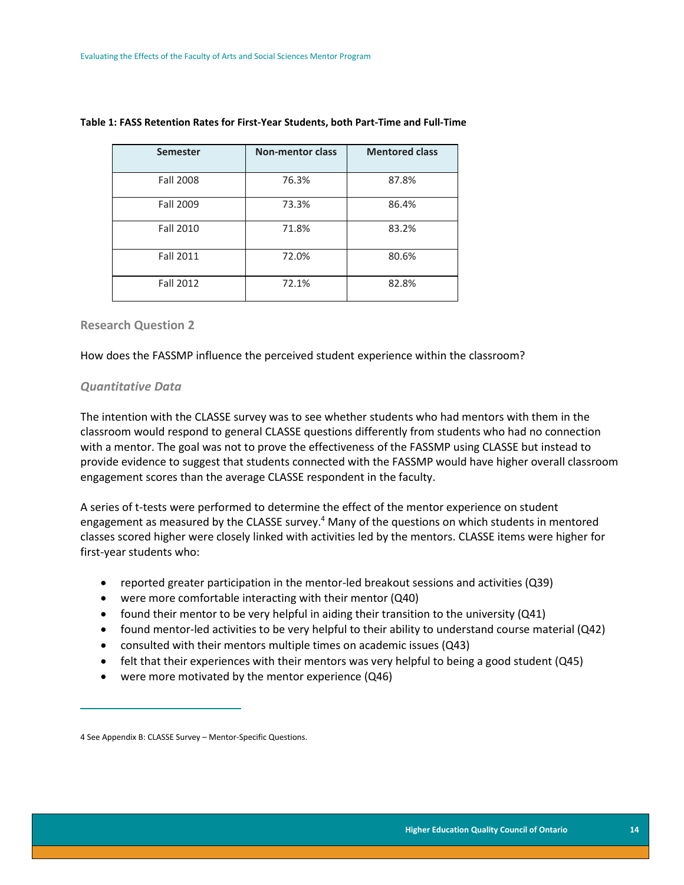**Table 1: FASS Retention Rates for First-Year Students, both Part-Time and Full-Time**

| Semester | Non-mentor class | Mentored class |
|---|---|---|
| Fall 2008 | 76.3% | 87.8% |
| Fall 2009 | 73.3% | 86.4% |
| Fall 2010 | 71.8% | 83.2% |
| Fall 2011 | 72.0% | 80.6% |
| Fall 2012 | 72.1% | 82.8% |

## Research Question 2

How does the FASSMP influence the perceived student experience within the classroom?

### *Quantitative Data*

The intention with the CLASSE survey was to see whether students who had mentors with them in the classroom would respond to general CLASSE questions differently from students who had no connection with a mentor. The goal was not to prove the effectiveness of the FASSMP using CLASSE but instead to provide evidence to suggest that students connected with the FASSMP would have higher overall classroom engagement scores than the average CLASSE respondent in the faculty.

A series of t-tests were performed to determine the effect of the mentor experience on student engagement as measured by the CLASSE survey.[4] Many of the questions on which students in mentored classes scored higher were closely linked with activities led by the mentors. CLASSE items were higher for first-year students who:

- reported greater participation in the mentor-led breakout sessions and activities (Q39)
- were more comfortable interacting with their mentor (Q40)
- found their mentor to be very helpful in aiding their transition to the university (Q41)
- found mentor-led activities to be very helpful to their ability to understand course material (Q42)
- consulted with their mentors multiple times on academic issues (Q43)
- felt that their experiences with their mentors was very helpful to being a good student (Q45)
- were more motivated by the mentor experience (Q46)

---

4 See Appendix B: CLASSE Survey – Mentor-Specific Questions.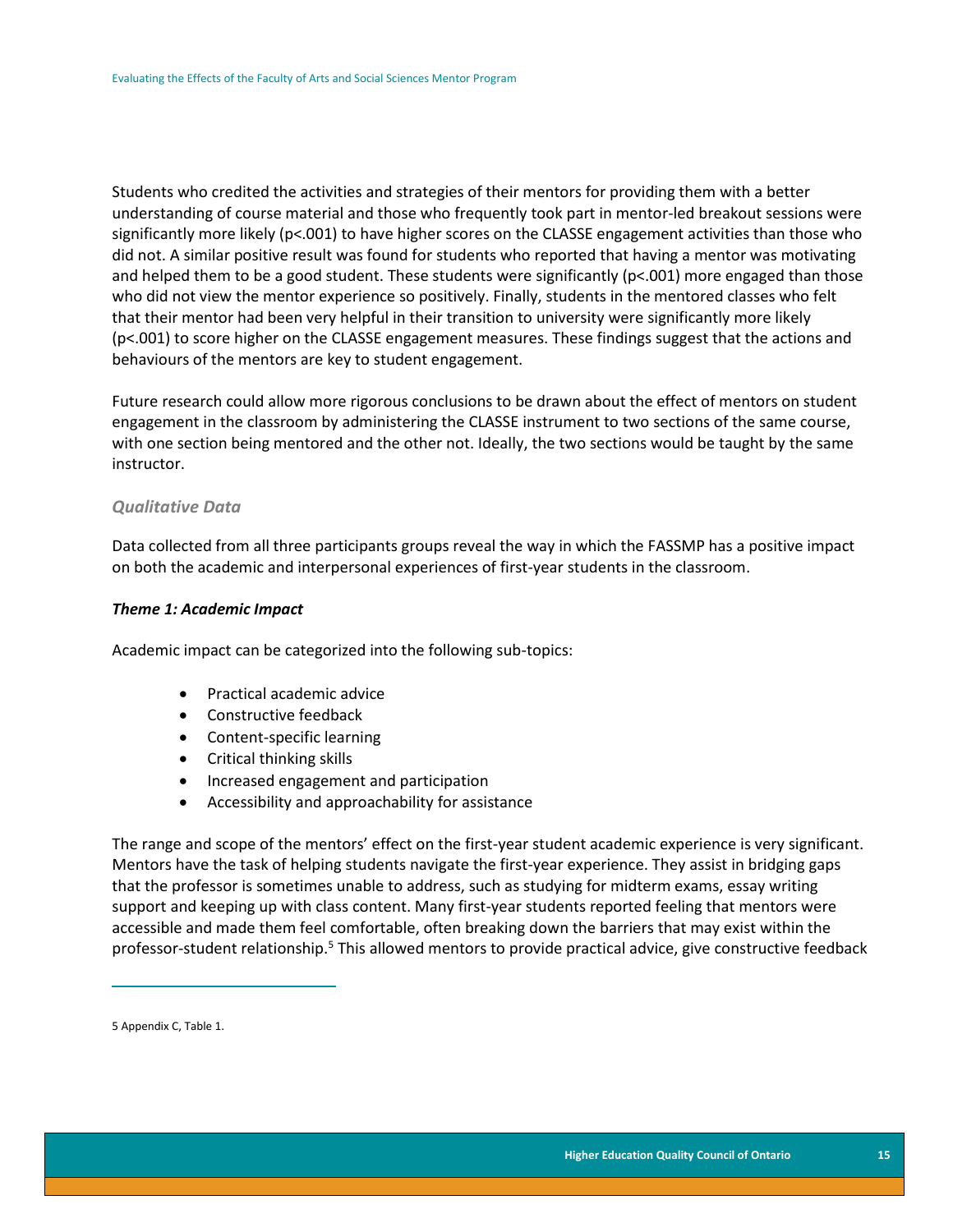Students who credited the activities and strategies of their mentors for providing them with a better understanding of course material and those who frequently took part in mentor-led breakout sessions were significantly more likely ($p<.001$) to have higher scores on the CLASSE engagement activities than those who did not. A similar positive result was found for students who reported that having a mentor was motivating and helped them to be a good student. These students were significantly ($p<.001$) more engaged than those who did not view the mentor experience so positively. Finally, students in the mentored classes who felt that their mentor had been very helpful in their transition to university were significantly more likely ($p<.001$) to score higher on the CLASSE engagement measures. These findings suggest that the actions and behaviours of the mentors are key to student engagement.

Future research could allow more rigorous conclusions to be drawn about the effect of mentors on student engagement in the classroom by administering the CLASSE instrument to two sections of the same course, with one section being mentored and the other not. Ideally, the two sections would be taught by the same instructor.

### *Qualitative Data*

Data collected from all three participants groups reveal the way in which the FASSMP has a positive impact on both the academic and interpersonal experiences of first-year students in the classroom.

#### ***Theme 1: Academic Impact***

Academic impact can be categorized into the following sub-topics:

- Practical academic advice
- Constructive feedback
- Content-specific learning
- Critical thinking skills
- Increased engagement and participation
- Accessibility and approachability for assistance

The range and scope of the mentors' effect on the first-year student academic experience is very significant. Mentors have the task of helping students navigate the first-year experience. They assist in bridging gaps that the professor is sometimes unable to address, such as studying for midterm exams, essay writing support and keeping up with class content. Many first-year students reported feeling that mentors were accessible and made them feel comfortable, often breaking down the barriers that may exist within the professor-student relationship.[5] This allowed mentors to provide practical advice, give constructive feedback

5 Appendix C, Table 1.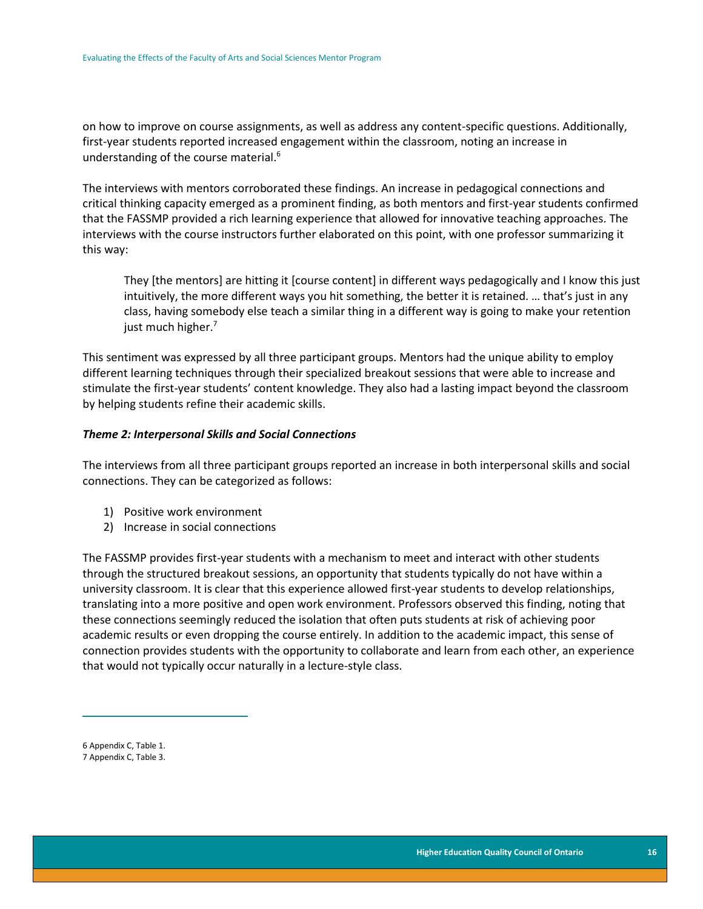on how to improve on course assignments, as well as address any content-specific questions. Additionally, first-year students reported increased engagement within the classroom, noting an increase in understanding of the course material.[6]

The interviews with mentors corroborated these findings. An increase in pedagogical connections and critical thinking capacity emerged as a prominent finding, as both mentors and first-year students confirmed that the FASSMP provided a rich learning experience that allowed for innovative teaching approaches. The interviews with the course instructors further elaborated on this point, with one professor summarizing it this way:

> They [the mentors] are hitting it [course content] in different ways pedagogically and I know this just intuitively, the more different ways you hit something, the better it is retained. … that's just in any class, having somebody else teach a similar thing in a different way is going to make your retention just much higher.[7]

This sentiment was expressed by all three participant groups. Mentors had the unique ability to employ different learning techniques through their specialized breakout sessions that were able to increase and stimulate the first-year students' content knowledge. They also had a lasting impact beyond the classroom by helping students refine their academic skills.

#### *Theme 2: Interpersonal Skills and Social Connections*

The interviews from all three participant groups reported an increase in both interpersonal skills and social connections. They can be categorized as follows:

1) Positive work environment
2) Increase in social connections

The FASSMP provides first-year students with a mechanism to meet and interact with other students through the structured breakout sessions, an opportunity that students typically do not have within a university classroom. It is clear that this experience allowed first-year students to develop relationships, translating into a more positive and open work environment. Professors observed this finding, noting that these connections seemingly reduced the isolation that often puts students at risk of achieving poor academic results or even dropping the course entirely. In addition to the academic impact, this sense of connection provides students with the opportunity to collaborate and learn from each other, an experience that would not typically occur naturally in a lecture-style class.

---

6 Appendix C, Table 1.
7 Appendix C, Table 3.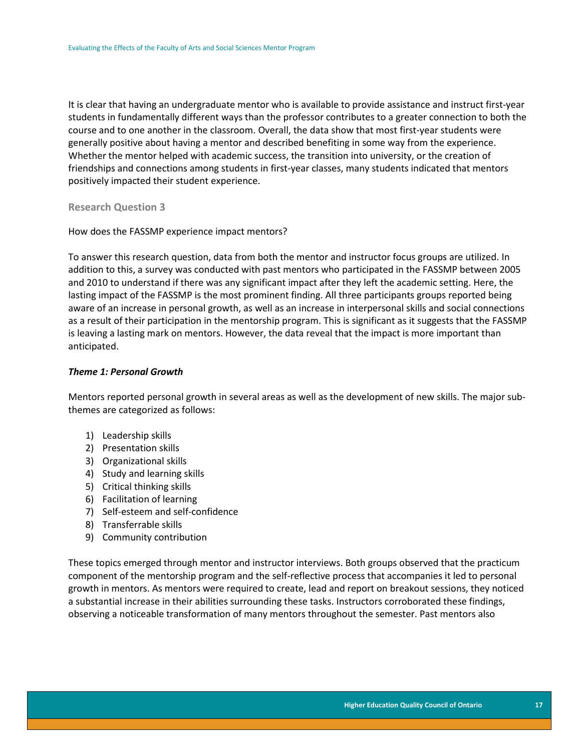It is clear that having an undergraduate mentor who is available to provide assistance and instruct first-year students in fundamentally different ways than the professor contributes to a greater connection to both the course and to one another in the classroom. Overall, the data show that most first-year students were generally positive about having a mentor and described benefiting in some way from the experience. Whether the mentor helped with academic success, the transition into university, or the creation of friendships and connections among students in first-year classes, many students indicated that mentors positively impacted their student experience.

### Research Question 3

How does the FASSMP experience impact mentors?

To answer this research question, data from both the mentor and instructor focus groups are utilized. In addition to this, a survey was conducted with past mentors who participated in the FASSMP between 2005 and 2010 to understand if there was any significant impact after they left the academic setting. Here, the lasting impact of the FASSMP is the most prominent finding. All three participants groups reported being aware of an increase in personal growth, as well as an increase in interpersonal skills and social connections as a result of their participation in the mentorship program. This is significant as it suggests that the FASSMP is leaving a lasting mark on mentors. However, the data reveal that the impact is more important than anticipated.

***Theme 1: Personal Growth***

Mentors reported personal growth in several areas as well as the development of new skills. The major sub-themes are categorized as follows:

1) Leadership skills
2) Presentation skills
3) Organizational skills
4) Study and learning skills
5) Critical thinking skills
6) Facilitation of learning
7) Self-esteem and self-confidence
8) Transferrable skills
9) Community contribution

These topics emerged through mentor and instructor interviews. Both groups observed that the practicum component of the mentorship program and the self-reflective process that accompanies it led to personal growth in mentors. As mentors were required to create, lead and report on breakout sessions, they noticed a substantial increase in their abilities surrounding these tasks. Instructors corroborated these findings, observing a noticeable transformation of many mentors throughout the semester. Past mentors also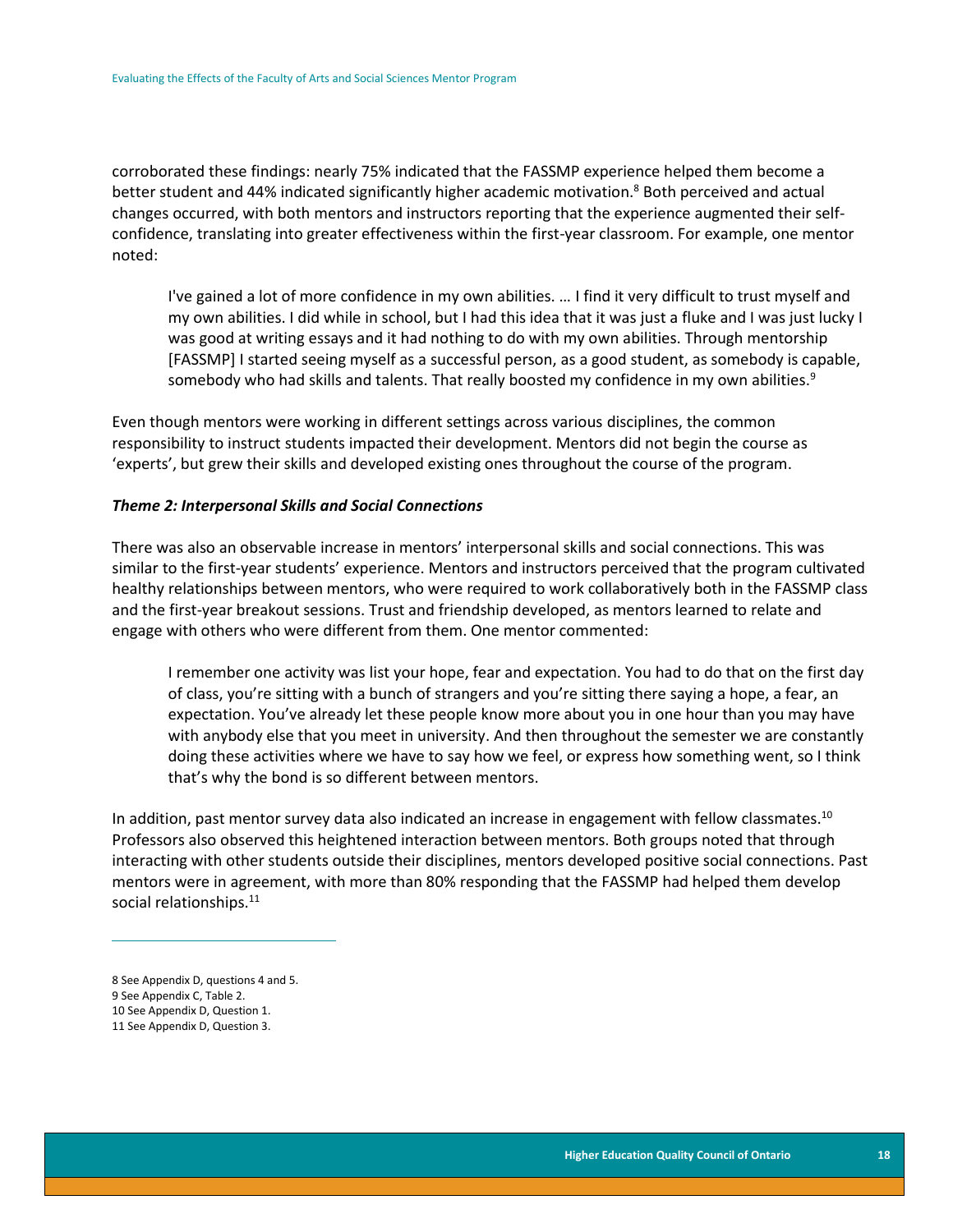corroborated these findings: nearly 75% indicated that the FASSMP experience helped them become a better student and 44% indicated significantly higher academic motivation.[8] Both perceived and actual changes occurred, with both mentors and instructors reporting that the experience augmented their self-confidence, translating into greater effectiveness within the first-year classroom. For example, one mentor noted:

> I've gained a lot of more confidence in my own abilities. … I find it very difficult to trust myself and my own abilities. I did while in school, but I had this idea that it was just a fluke and I was just lucky I was good at writing essays and it had nothing to do with my own abilities. Through mentorship [FASSMP] I started seeing myself as a successful person, as a good student, as somebody is capable, somebody who had skills and talents. That really boosted my confidence in my own abilities.[9]

Even though mentors were working in different settings across various disciplines, the common responsibility to instruct students impacted their development. Mentors did not begin the course as 'experts', but grew their skills and developed existing ones throughout the course of the program.

***Theme 2: Interpersonal Skills and Social Connections***

There was also an observable increase in mentors' interpersonal skills and social connections. This was similar to the first-year students' experience. Mentors and instructors perceived that the program cultivated healthy relationships between mentors, who were required to work collaboratively both in the FASSMP class and the first-year breakout sessions. Trust and friendship developed, as mentors learned to relate and engage with others who were different from them. One mentor commented:

> I remember one activity was list your hope, fear and expectation. You had to do that on the first day of class, you're sitting with a bunch of strangers and you're sitting there saying a hope, a fear, an expectation. You've already let these people know more about you in one hour than you may have with anybody else that you meet in university. And then throughout the semester we are constantly doing these activities where we have to say how we feel, or express how something went, so I think that's why the bond is so different between mentors.

In addition, past mentor survey data also indicated an increase in engagement with fellow classmates.[10] Professors also observed this heightened interaction between mentors. Both groups noted that through interacting with other students outside their disciplines, mentors developed positive social connections. Past mentors were in agreement, with more than 80% responding that the FASSMP had helped them develop social relationships.[11]

---

8 See Appendix D, questions 4 and 5.
9 See Appendix C, Table 2.
10 See Appendix D, Question 1.
11 See Appendix D, Question 3.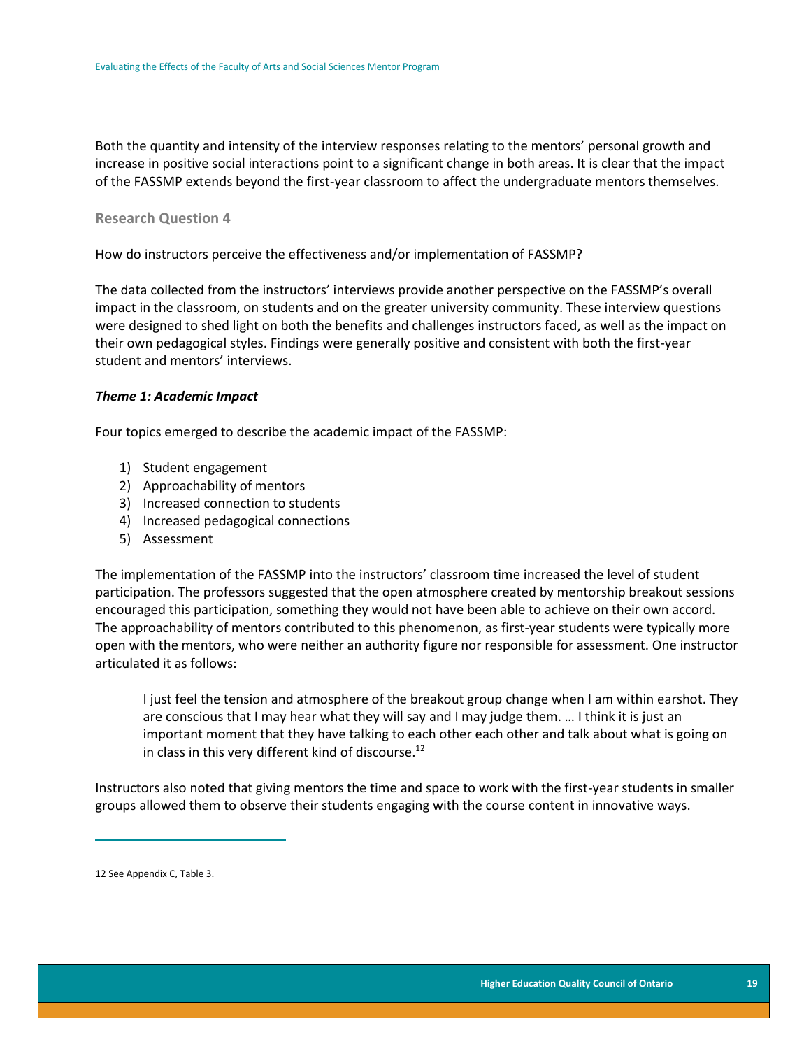Both the quantity and intensity of the interview responses relating to the mentors' personal growth and increase in positive social interactions point to a significant change in both areas. It is clear that the impact of the FASSMP extends beyond the first-year classroom to affect the undergraduate mentors themselves.

### Research Question 4

How do instructors perceive the effectiveness and/or implementation of FASSMP?

The data collected from the instructors' interviews provide another perspective on the FASSMP's overall impact in the classroom, on students and on the greater university community. These interview questions were designed to shed light on both the benefits and challenges instructors faced, as well as the impact on their own pedagogical styles. Findings were generally positive and consistent with both the first-year student and mentors' interviews.

#### *Theme 1: Academic Impact*

Four topics emerged to describe the academic impact of the FASSMP:

1) Student engagement
2) Approachability of mentors
3) Increased connection to students
4) Increased pedagogical connections
5) Assessment

The implementation of the FASSMP into the instructors' classroom time increased the level of student participation. The professors suggested that the open atmosphere created by mentorship breakout sessions encouraged this participation, something they would not have been able to achieve on their own accord. The approachability of mentors contributed to this phenomenon, as first-year students were typically more open with the mentors, who were neither an authority figure nor responsible for assessment. One instructor articulated it as follows:

> I just feel the tension and atmosphere of the breakout group change when I am within earshot. They are conscious that I may hear what they will say and I may judge them. … I think it is just an important moment that they have talking to each other each other and talk about what is going on in class in this very different kind of discourse.[12]

Instructors also noted that giving mentors the time and space to work with the first-year students in smaller groups allowed them to observe their students engaging with the course content in innovative ways.

---

12 See Appendix C, Table 3.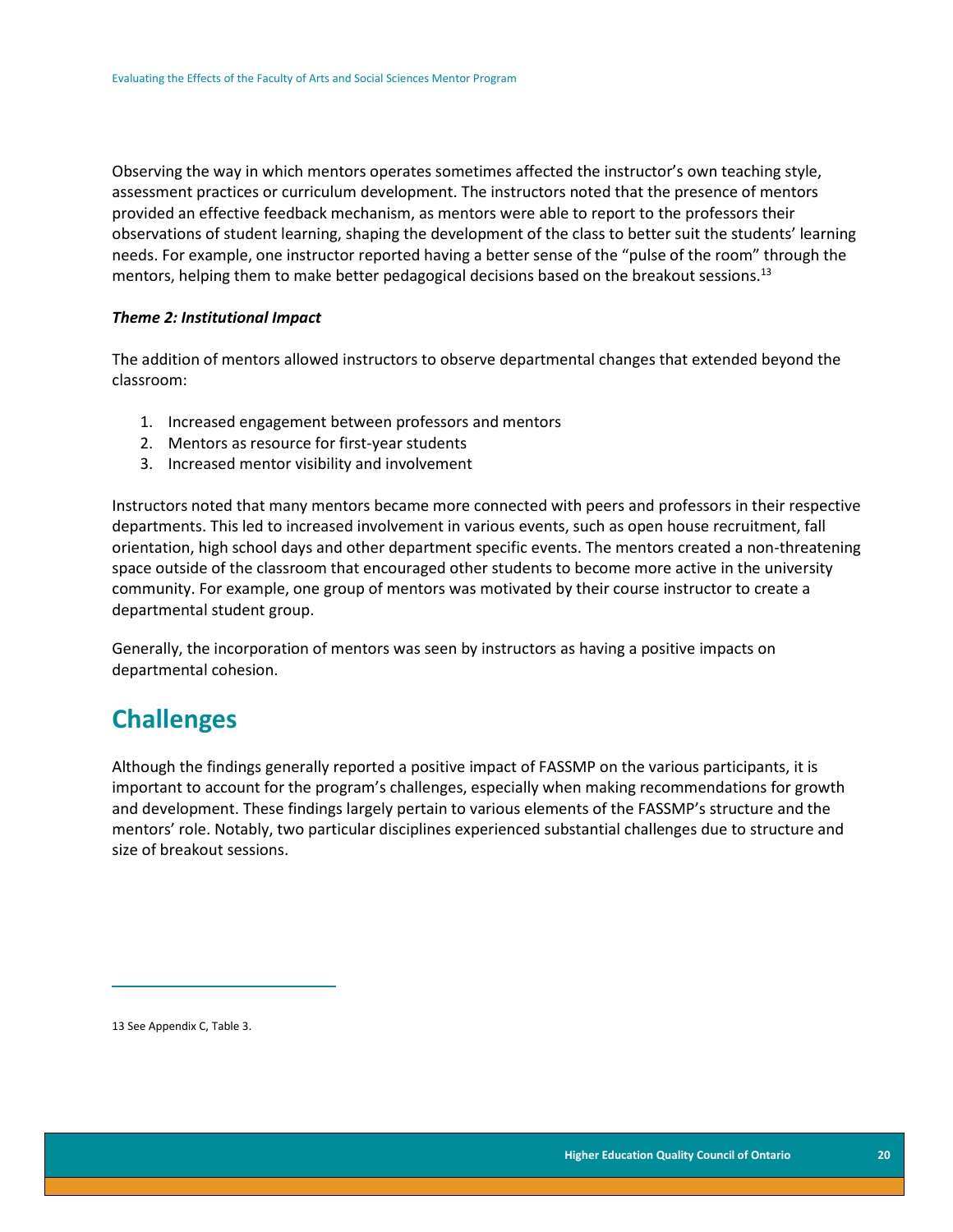Observing the way in which mentors operates sometimes affected the instructor's own teaching style, assessment practices or curriculum development. The instructors noted that the presence of mentors provided an effective feedback mechanism, as mentors were able to report to the professors their observations of student learning, shaping the development of the class to better suit the students' learning needs. For example, one instructor reported having a better sense of the "pulse of the room" through the mentors, helping them to make better pedagogical decisions based on the breakout sessions.[13]

***Theme 2: Institutional Impact***

The addition of mentors allowed instructors to observe departmental changes that extended beyond the classroom:

1. Increased engagement between professors and mentors
2. Mentors as resource for first-year students
3. Increased mentor visibility and involvement

Instructors noted that many mentors became more connected with peers and professors in their respective departments. This led to increased involvement in various events, such as open house recruitment, fall orientation, high school days and other department specific events. The mentors created a non-threatening space outside of the classroom that encouraged other students to become more active in the university community. For example, one group of mentors was motivated by their course instructor to create a departmental student group.

Generally, the incorporation of mentors was seen by instructors as having a positive impacts on departmental cohesion.

## Challenges

Although the findings generally reported a positive impact of FASSMP on the various participants, it is important to account for the program's challenges, especially when making recommendations for growth and development. These findings largely pertain to various elements of the FASSMP's structure and the mentors' role. Notably, two particular disciplines experienced substantial challenges due to structure and size of breakout sessions.

13 See Appendix C, Table 3.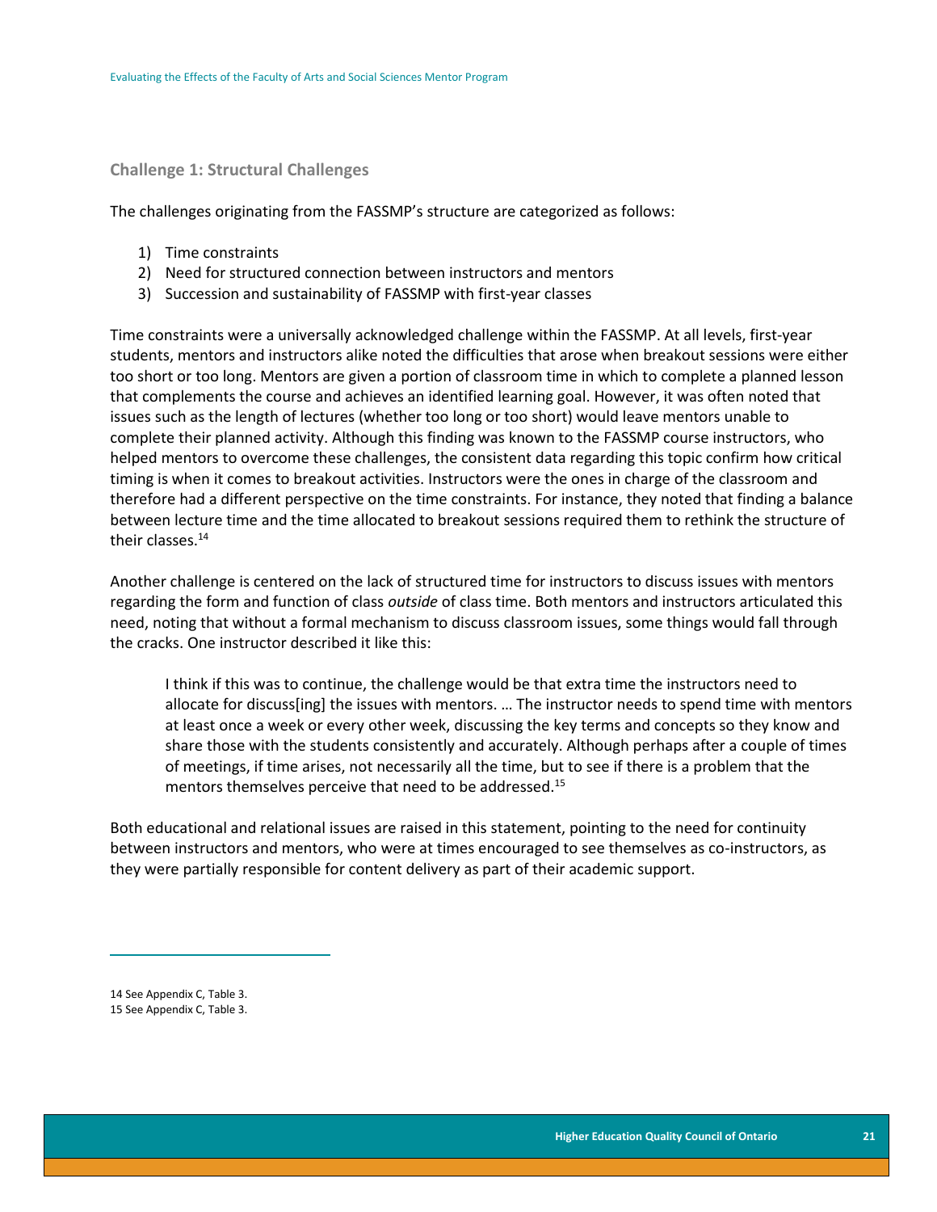### Challenge 1: Structural Challenges

The challenges originating from the FASSMP's structure are categorized as follows:

1) Time constraints
2) Need for structured connection between instructors and mentors
3) Succession and sustainability of FASSMP with first-year classes

Time constraints were a universally acknowledged challenge within the FASSMP. At all levels, first-year students, mentors and instructors alike noted the difficulties that arose when breakout sessions were either too short or too long. Mentors are given a portion of classroom time in which to complete a planned lesson that complements the course and achieves an identified learning goal. However, it was often noted that issues such as the length of lectures (whether too long or too short) would leave mentors unable to complete their planned activity. Although this finding was known to the FASSMP course instructors, who helped mentors to overcome these challenges, the consistent data regarding this topic confirm how critical timing is when it comes to breakout activities. Instructors were the ones in charge of the classroom and therefore had a different perspective on the time constraints. For instance, they noted that finding a balance between lecture time and the time allocated to breakout sessions required them to rethink the structure of their classes.[14]

Another challenge is centered on the lack of structured time for instructors to discuss issues with mentors regarding the form and function of class *outside* of class time. Both mentors and instructors articulated this need, noting that without a formal mechanism to discuss classroom issues, some things would fall through the cracks. One instructor described it like this:

> I think if this was to continue, the challenge would be that extra time the instructors need to allocate for discuss[ing] the issues with mentors. … The instructor needs to spend time with mentors at least once a week or every other week, discussing the key terms and concepts so they know and share those with the students consistently and accurately. Although perhaps after a couple of times of meetings, if time arises, not necessarily all the time, but to see if there is a problem that the mentors themselves perceive that need to be addressed.[15]

Both educational and relational issues are raised in this statement, pointing to the need for continuity between instructors and mentors, who were at times encouraged to see themselves as co-instructors, as they were partially responsible for content delivery as part of their academic support.

---

14 See Appendix C, Table 3.
15 See Appendix C, Table 3.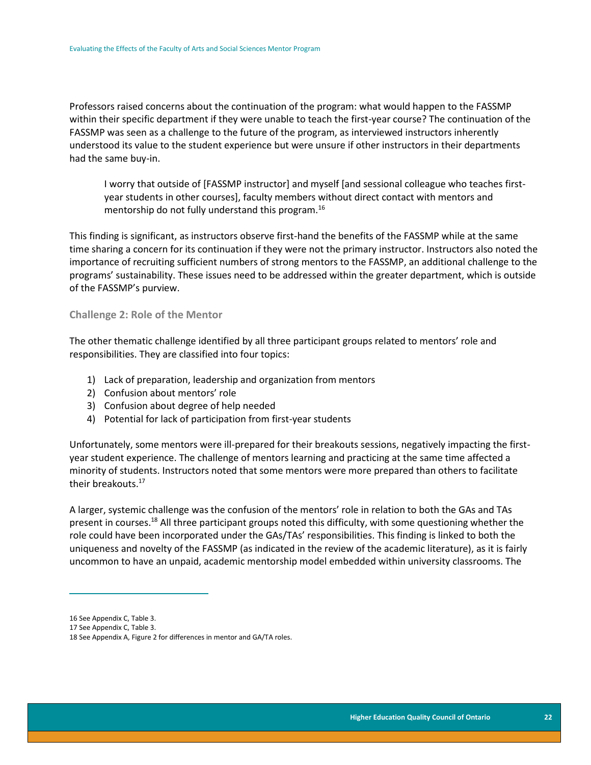Professors raised concerns about the continuation of the program: what would happen to the FASSMP within their specific department if they were unable to teach the first-year course? The continuation of the FASSMP was seen as a challenge to the future of the program, as interviewed instructors inherently understood its value to the student experience but were unsure if other instructors in their departments had the same buy-in.

> I worry that outside of [FASSMP instructor] and myself [and sessional colleague who teaches first-year students in other courses], faculty members without direct contact with mentors and mentorship do not fully understand this program.[16]

This finding is significant, as instructors observe first-hand the benefits of the FASSMP while at the same time sharing a concern for its continuation if they were not the primary instructor. Instructors also noted the importance of recruiting sufficient numbers of strong mentors to the FASSMP, an additional challenge to the programs' sustainability. These issues need to be addressed within the greater department, which is outside of the FASSMP's purview.

### Challenge 2: Role of the Mentor

The other thematic challenge identified by all three participant groups related to mentors' role and responsibilities. They are classified into four topics:

1) Lack of preparation, leadership and organization from mentors
2) Confusion about mentors' role
3) Confusion about degree of help needed
4) Potential for lack of participation from first-year students

Unfortunately, some mentors were ill-prepared for their breakouts sessions, negatively impacting the first-year student experience. The challenge of mentors learning and practicing at the same time affected a minority of students. Instructors noted that some mentors were more prepared than others to facilitate their breakouts.[17]

A larger, systemic challenge was the confusion of the mentors' role in relation to both the GAs and TAs present in courses.[18] All three participant groups noted this difficulty, with some questioning whether the role could have been incorporated under the GAs/TAs' responsibilities. This finding is linked to both the uniqueness and novelty of the FASSMP (as indicated in the review of the academic literature), as it is fairly uncommon to have an unpaid, academic mentorship model embedded within university classrooms. The

---

16 See Appendix C, Table 3.

17 See Appendix C, Table 3.

18 See Appendix A, Figure 2 for differences in mentor and GA/TA roles.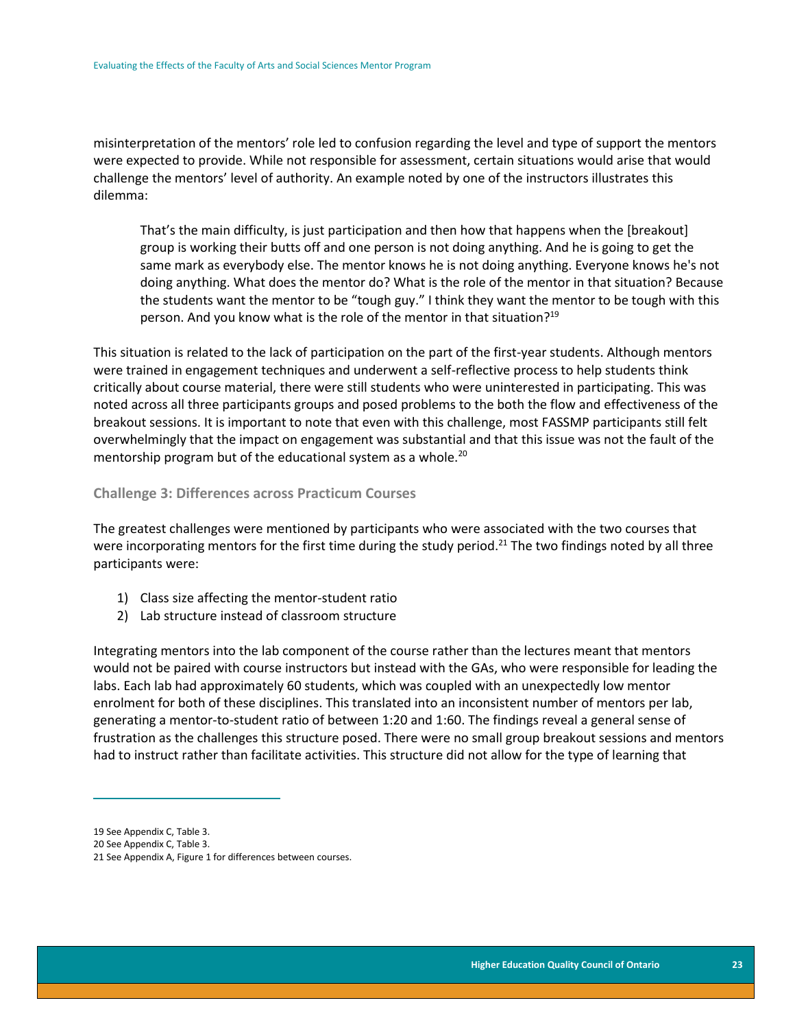misinterpretation of the mentors' role led to confusion regarding the level and type of support the mentors were expected to provide. While not responsible for assessment, certain situations would arise that would challenge the mentors' level of authority. An example noted by one of the instructors illustrates this dilemma:

> That's the main difficulty, is just participation and then how that happens when the [breakout] group is working their butts off and one person is not doing anything. And he is going to get the same mark as everybody else. The mentor knows he is not doing anything. Everyone knows he's not doing anything. What does the mentor do? What is the role of the mentor in that situation? Because the students want the mentor to be "tough guy." I think they want the mentor to be tough with this person. And you know what is the role of the mentor in that situation?[19]

This situation is related to the lack of participation on the part of the first-year students. Although mentors were trained in engagement techniques and underwent a self-reflective process to help students think critically about course material, there were still students who were uninterested in participating. This was noted across all three participants groups and posed problems to the both the flow and effectiveness of the breakout sessions. It is important to note that even with this challenge, most FASSMP participants still felt overwhelmingly that the impact on engagement was substantial and that this issue was not the fault of the mentorship program but of the educational system as a whole.[20]

### Challenge 3: Differences across Practicum Courses

The greatest challenges were mentioned by participants who were associated with the two courses that were incorporating mentors for the first time during the study period.[21] The two findings noted by all three participants were:

1) Class size affecting the mentor-student ratio
2) Lab structure instead of classroom structure

Integrating mentors into the lab component of the course rather than the lectures meant that mentors would not be paired with course instructors but instead with the GAs, who were responsible for leading the labs. Each lab had approximately 60 students, which was coupled with an unexpectedly low mentor enrolment for both of these disciplines. This translated into an inconsistent number of mentors per lab, generating a mentor-to-student ratio of between 1:20 and 1:60. The findings reveal a general sense of frustration as the challenges this structure posed. There were no small group breakout sessions and mentors had to instruct rather than facilitate activities. This structure did not allow for the type of learning that

---

19 See Appendix C, Table 3.

20 See Appendix C, Table 3.

21 See Appendix A, Figure 1 for differences between courses.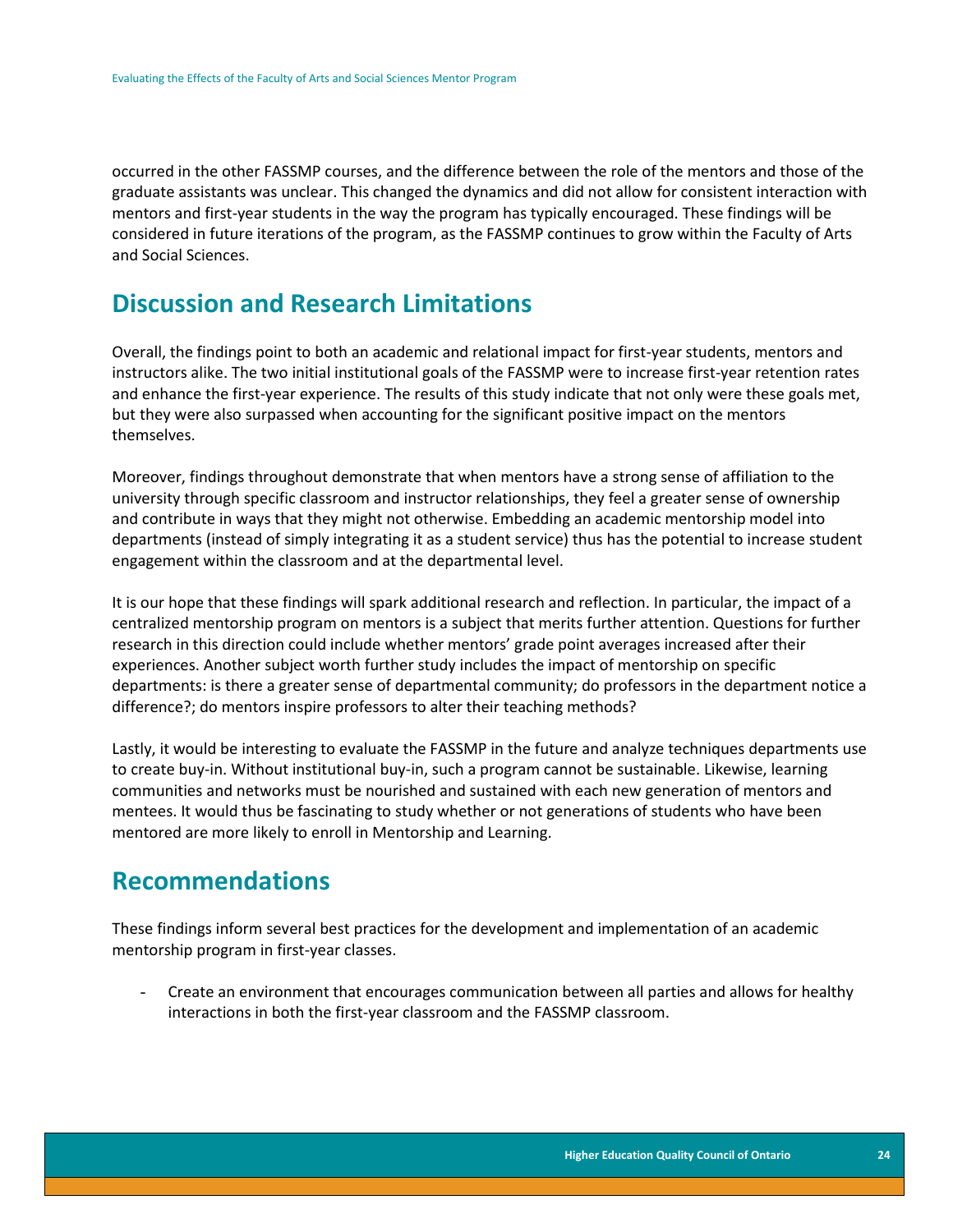occurred in the other FASSMP courses, and the difference between the role of the mentors and those of the graduate assistants was unclear. This changed the dynamics and did not allow for consistent interaction with mentors and first-year students in the way the program has typically encouraged. These findings will be considered in future iterations of the program, as the FASSMP continues to grow within the Faculty of Arts and Social Sciences.

## Discussion and Research Limitations

Overall, the findings point to both an academic and relational impact for first-year students, mentors and instructors alike. The two initial institutional goals of the FASSMP were to increase first-year retention rates and enhance the first-year experience. The results of this study indicate that not only were these goals met, but they were also surpassed when accounting for the significant positive impact on the mentors themselves.

Moreover, findings throughout demonstrate that when mentors have a strong sense of affiliation to the university through specific classroom and instructor relationships, they feel a greater sense of ownership and contribute in ways that they might not otherwise. Embedding an academic mentorship model into departments (instead of simply integrating it as a student service) thus has the potential to increase student engagement within the classroom and at the departmental level.

It is our hope that these findings will spark additional research and reflection. In particular, the impact of a centralized mentorship program on mentors is a subject that merits further attention. Questions for further research in this direction could include whether mentors' grade point averages increased after their experiences. Another subject worth further study includes the impact of mentorship on specific departments: is there a greater sense of departmental community; do professors in the department notice a difference?; do mentors inspire professors to alter their teaching methods?

Lastly, it would be interesting to evaluate the FASSMP in the future and analyze techniques departments use to create buy-in. Without institutional buy-in, such a program cannot be sustainable. Likewise, learning communities and networks must be nourished and sustained with each new generation of mentors and mentees. It would thus be fascinating to study whether or not generations of students who have been mentored are more likely to enroll in Mentorship and Learning.

## Recommendations

These findings inform several best practices for the development and implementation of an academic mentorship program in first-year classes.

- Create an environment that encourages communication between all parties and allows for healthy interactions in both the first-year classroom and the FASSMP classroom.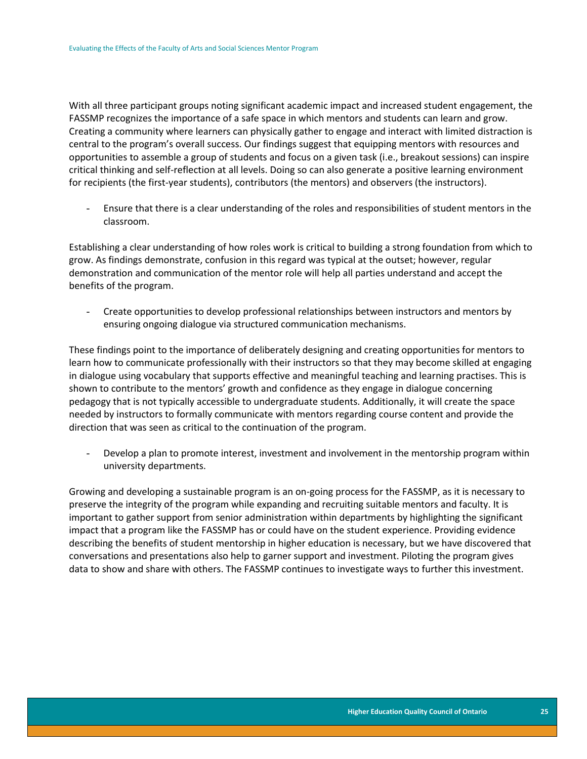With all three participant groups noting significant academic impact and increased student engagement, the FASSMP recognizes the importance of a safe space in which mentors and students can learn and grow. Creating a community where learners can physically gather to engage and interact with limited distraction is central to the program's overall success. Our findings suggest that equipping mentors with resources and opportunities to assemble a group of students and focus on a given task (i.e., breakout sessions) can inspire critical thinking and self-reflection at all levels. Doing so can also generate a positive learning environment for recipients (the first-year students), contributors (the mentors) and observers (the instructors).

- Ensure that there is a clear understanding of the roles and responsibilities of student mentors in the classroom.

Establishing a clear understanding of how roles work is critical to building a strong foundation from which to grow. As findings demonstrate, confusion in this regard was typical at the outset; however, regular demonstration and communication of the mentor role will help all parties understand and accept the benefits of the program.

- Create opportunities to develop professional relationships between instructors and mentors by ensuring ongoing dialogue via structured communication mechanisms.

These findings point to the importance of deliberately designing and creating opportunities for mentors to learn how to communicate professionally with their instructors so that they may become skilled at engaging in dialogue using vocabulary that supports effective and meaningful teaching and learning practises. This is shown to contribute to the mentors' growth and confidence as they engage in dialogue concerning pedagogy that is not typically accessible to undergraduate students. Additionally, it will create the space needed by instructors to formally communicate with mentors regarding course content and provide the direction that was seen as critical to the continuation of the program.

- Develop a plan to promote interest, investment and involvement in the mentorship program within university departments.

Growing and developing a sustainable program is an on-going process for the FASSMP, as it is necessary to preserve the integrity of the program while expanding and recruiting suitable mentors and faculty. It is important to gather support from senior administration within departments by highlighting the significant impact that a program like the FASSMP has or could have on the student experience. Providing evidence describing the benefits of student mentorship in higher education is necessary, but we have discovered that conversations and presentations also help to garner support and investment. Piloting the program gives data to show and share with others. The FASSMP continues to investigate ways to further this investment.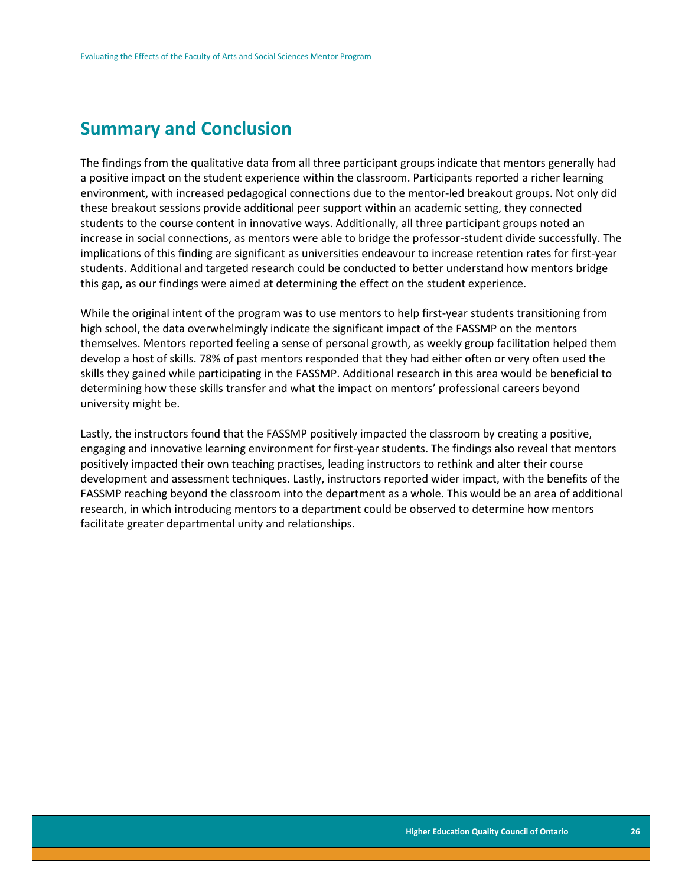## Summary and Conclusion

The findings from the qualitative data from all three participant groups indicate that mentors generally had a positive impact on the student experience within the classroom. Participants reported a richer learning environment, with increased pedagogical connections due to the mentor-led breakout groups. Not only did these breakout sessions provide additional peer support within an academic setting, they connected students to the course content in innovative ways. Additionally, all three participant groups noted an increase in social connections, as mentors were able to bridge the professor-student divide successfully. The implications of this finding are significant as universities endeavour to increase retention rates for first-year students. Additional and targeted research could be conducted to better understand how mentors bridge this gap, as our findings were aimed at determining the effect on the student experience.

While the original intent of the program was to use mentors to help first-year students transitioning from high school, the data overwhelmingly indicate the significant impact of the FASSMP on the mentors themselves. Mentors reported feeling a sense of personal growth, as weekly group facilitation helped them develop a host of skills. 78% of past mentors responded that they had either often or very often used the skills they gained while participating in the FASSMP. Additional research in this area would be beneficial to determining how these skills transfer and what the impact on mentors' professional careers beyond university might be.

Lastly, the instructors found that the FASSMP positively impacted the classroom by creating a positive, engaging and innovative learning environment for first-year students. The findings also reveal that mentors positively impacted their own teaching practises, leading instructors to rethink and alter their course development and assessment techniques. Lastly, instructors reported wider impact, with the benefits of the FASSMP reaching beyond the classroom into the department as a whole. This would be an area of additional research, in which introducing mentors to a department could be observed to determine how mentors facilitate greater departmental unity and relationships.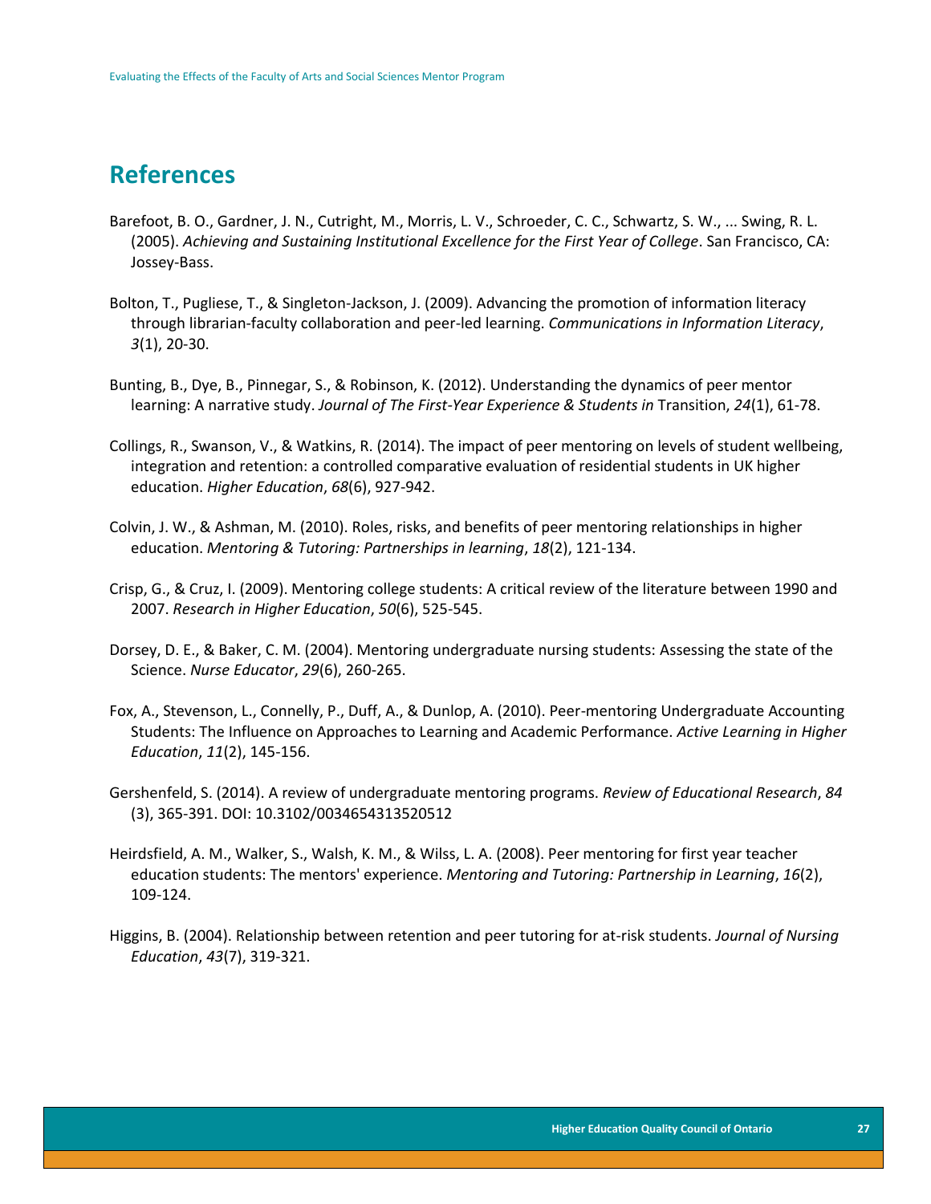## References

Barefoot, B. O., Gardner, J. N., Cutright, M., Morris, L. V., Schroeder, C. C., Schwartz, S. W., ... Swing, R. L. (2005). *Achieving and Sustaining Institutional Excellence for the First Year of College*. San Francisco, CA: Jossey-Bass.

Bolton, T., Pugliese, T., & Singleton-Jackson, J. (2009). Advancing the promotion of information literacy through librarian-faculty collaboration and peer-led learning. *Communications in Information Literacy*, *3*(1), 20-30.

Bunting, B., Dye, B., Pinnegar, S., & Robinson, K. (2012). Understanding the dynamics of peer mentor learning: A narrative study. *Journal of The First-Year Experience & Students in* Transition, *24*(1), 61-78.

Collings, R., Swanson, V., & Watkins, R. (2014). The impact of peer mentoring on levels of student wellbeing, integration and retention: a controlled comparative evaluation of residential students in UK higher education. *Higher Education*, *68*(6), 927-942.

Colvin, J. W., & Ashman, M. (2010). Roles, risks, and benefits of peer mentoring relationships in higher education. *Mentoring & Tutoring: Partnerships in learning*, *18*(2), 121-134.

Crisp, G., & Cruz, I. (2009). Mentoring college students: A critical review of the literature between 1990 and 2007. *Research in Higher Education*, *50*(6), 525-545.

Dorsey, D. E., & Baker, C. M. (2004). Mentoring undergraduate nursing students: Assessing the state of the Science. *Nurse Educator*, *29*(6), 260-265.

Fox, A., Stevenson, L., Connelly, P., Duff, A., & Dunlop, A. (2010). Peer-mentoring Undergraduate Accounting Students: The Influence on Approaches to Learning and Academic Performance. *Active Learning in Higher Education*, *11*(2), 145-156.

Gershenfeld, S. (2014). A review of undergraduate mentoring programs. *Review of Educational Research*, *84* (3), 365-391. DOI: 10.3102/0034654313520512

Heirdsfield, A. M., Walker, S., Walsh, K. M., & Wilss, L. A. (2008). Peer mentoring for first year teacher education students: The mentors' experience. *Mentoring and Tutoring: Partnership in Learning*, *16*(2), 109-124.

Higgins, B. (2004). Relationship between retention and peer tutoring for at-risk students. *Journal of Nursing Education*, *43*(7), 319-321.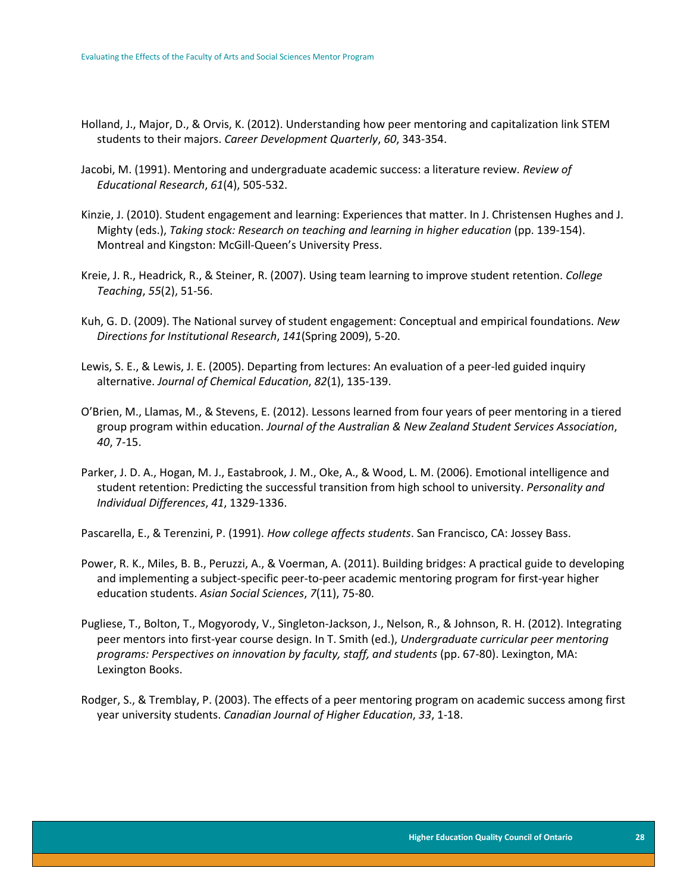Holland, J., Major, D., & Orvis, K. (2012). Understanding how peer mentoring and capitalization link STEM students to their majors. *Career Development Quarterly*, *60*, 343-354.

Jacobi, M. (1991). Mentoring and undergraduate academic success: a literature review. *Review of Educational Research*, *61*(4), 505-532.

Kinzie, J. (2010). Student engagement and learning: Experiences that matter. In J. Christensen Hughes and J. Mighty (eds.), *Taking stock: Research on teaching and learning in higher education* (pp. 139-154). Montreal and Kingston: McGill-Queen's University Press.

Kreie, J. R., Headrick, R., & Steiner, R. (2007). Using team learning to improve student retention. *College Teaching*, *55*(2), 51-56.

Kuh, G. D. (2009). The National survey of student engagement: Conceptual and empirical foundations. *New Directions for Institutional Research*, *141*(Spring 2009), 5-20.

Lewis, S. E., & Lewis, J. E. (2005). Departing from lectures: An evaluation of a peer-led guided inquiry alternative. *Journal of Chemical Education*, *82*(1), 135-139.

O'Brien, M., Llamas, M., & Stevens, E. (2012). Lessons learned from four years of peer mentoring in a tiered group program within education. *Journal of the Australian & New Zealand Student Services Association*, *40*, 7-15.

Parker, J. D. A., Hogan, M. J., Eastabrook, J. M., Oke, A., & Wood, L. M. (2006). Emotional intelligence and student retention: Predicting the successful transition from high school to university. *Personality and Individual Differences*, *41*, 1329-1336.

Pascarella, E., & Terenzini, P. (1991). *How college affects students*. San Francisco, CA: Jossey Bass.

Power, R. K., Miles, B. B., Peruzzi, A., & Voerman, A. (2011). Building bridges: A practical guide to developing and implementing a subject-specific peer-to-peer academic mentoring program for first-year higher education students. *Asian Social Sciences*, *7*(11), 75-80.

Pugliese, T., Bolton, T., Mogyorody, V., Singleton-Jackson, J., Nelson, R., & Johnson, R. H. (2012). Integrating peer mentors into first-year course design. In T. Smith (ed.), *Undergraduate curricular peer mentoring programs: Perspectives on innovation by faculty, staff, and students* (pp. 67-80). Lexington, MA: Lexington Books.

Rodger, S., & Tremblay, P. (2003). The effects of a peer mentoring program on academic success among first year university students. *Canadian Journal of Higher Education*, *33*, 1-18.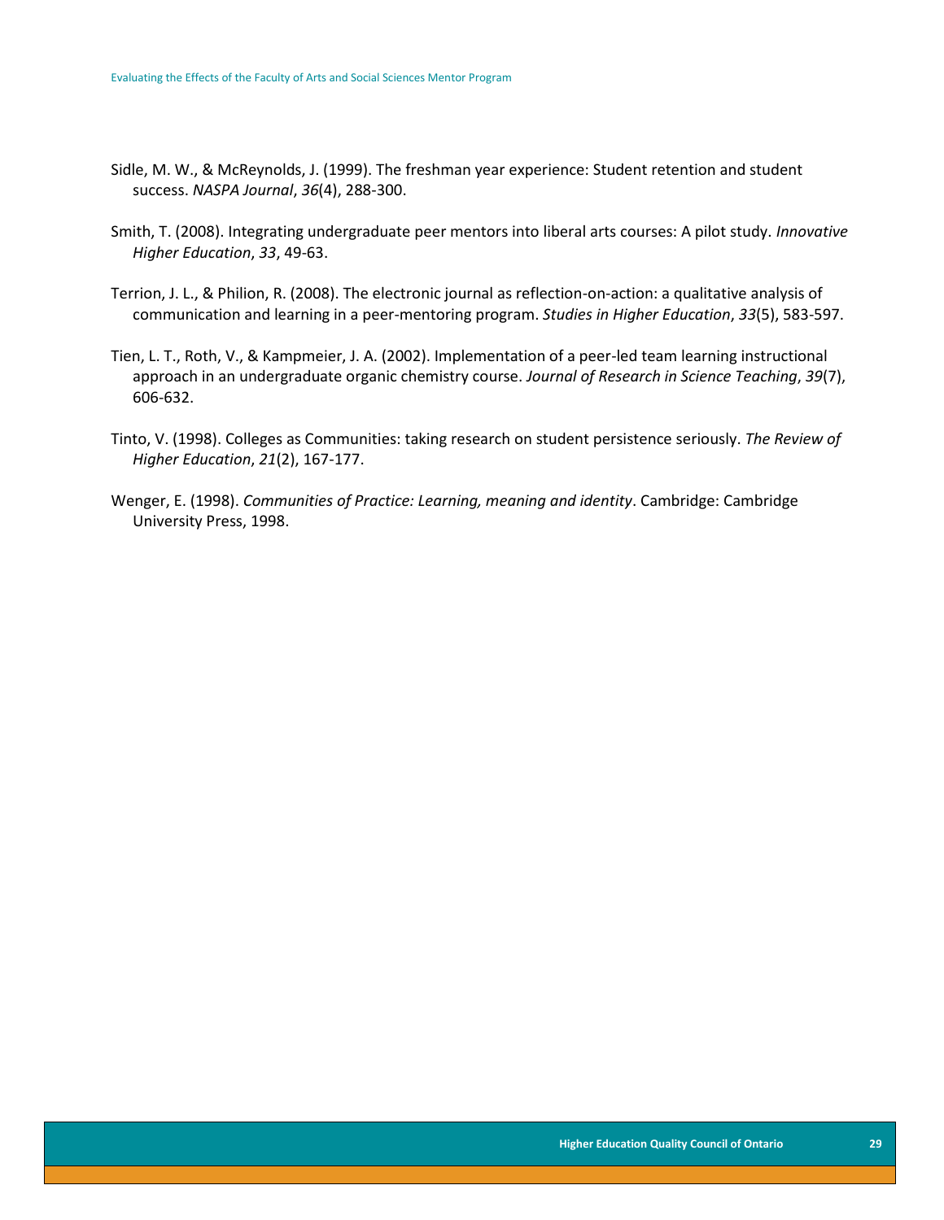Sidle, M. W., & McReynolds, J. (1999). The freshman year experience: Student retention and student success. *NASPA Journal*, *36*(4), 288-300.

Smith, T. (2008). Integrating undergraduate peer mentors into liberal arts courses: A pilot study. *Innovative Higher Education*, *33*, 49-63.

Terrion, J. L., & Philion, R. (2008). The electronic journal as reflection-on-action: a qualitative analysis of communication and learning in a peer-mentoring program. *Studies in Higher Education*, *33*(5), 583-597.

Tien, L. T., Roth, V., & Kampmeier, J. A. (2002). Implementation of a peer-led team learning instructional approach in an undergraduate organic chemistry course. *Journal of Research in Science Teaching*, *39*(7), 606-632.

Tinto, V. (1998). Colleges as Communities: taking research on student persistence seriously. *The Review of Higher Education*, *21*(2), 167-177.

Wenger, E. (1998). *Communities of Practice: Learning, meaning and identity*. Cambridge: Cambridge University Press, 1998.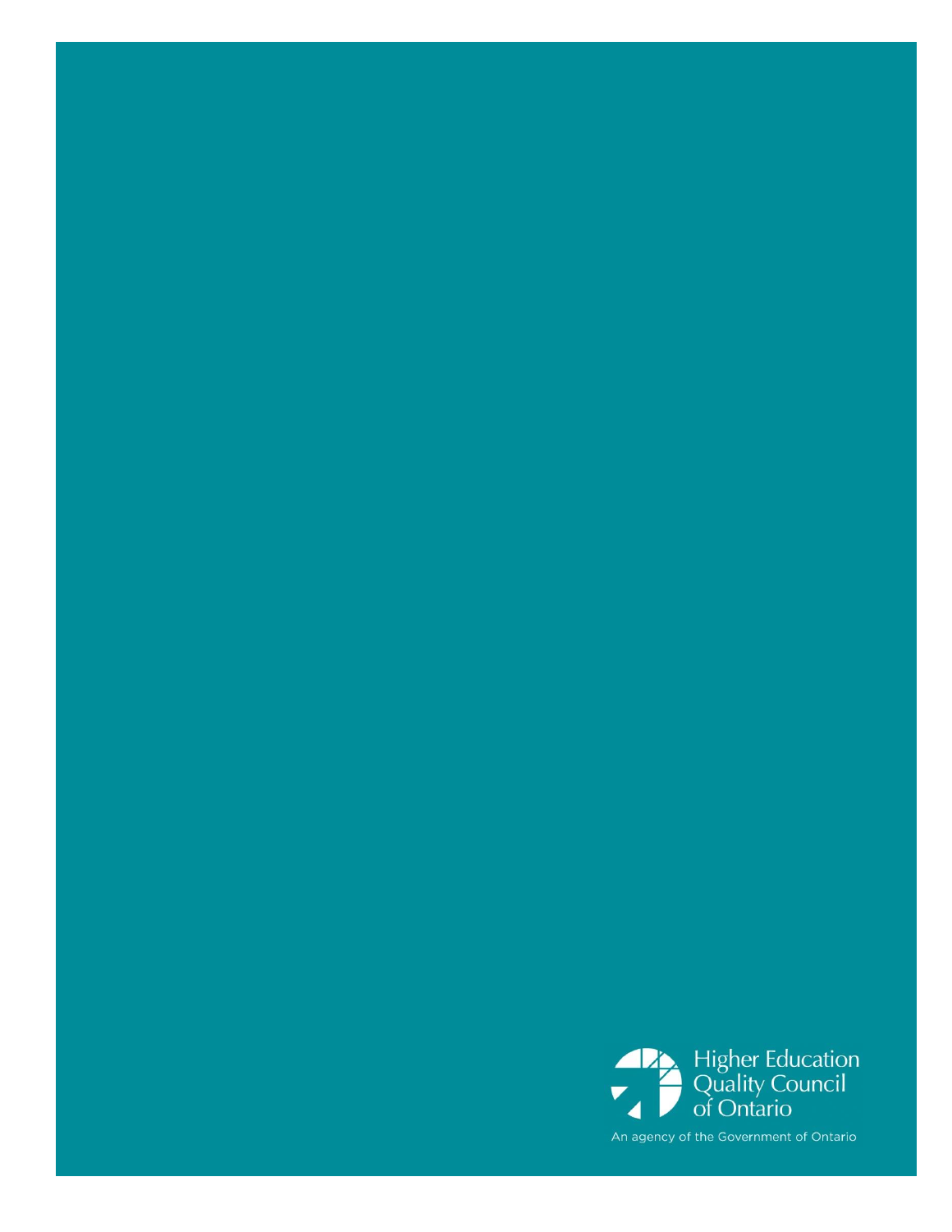Higher Education Quality Council of Ontario

An agency of the Government of Ontario